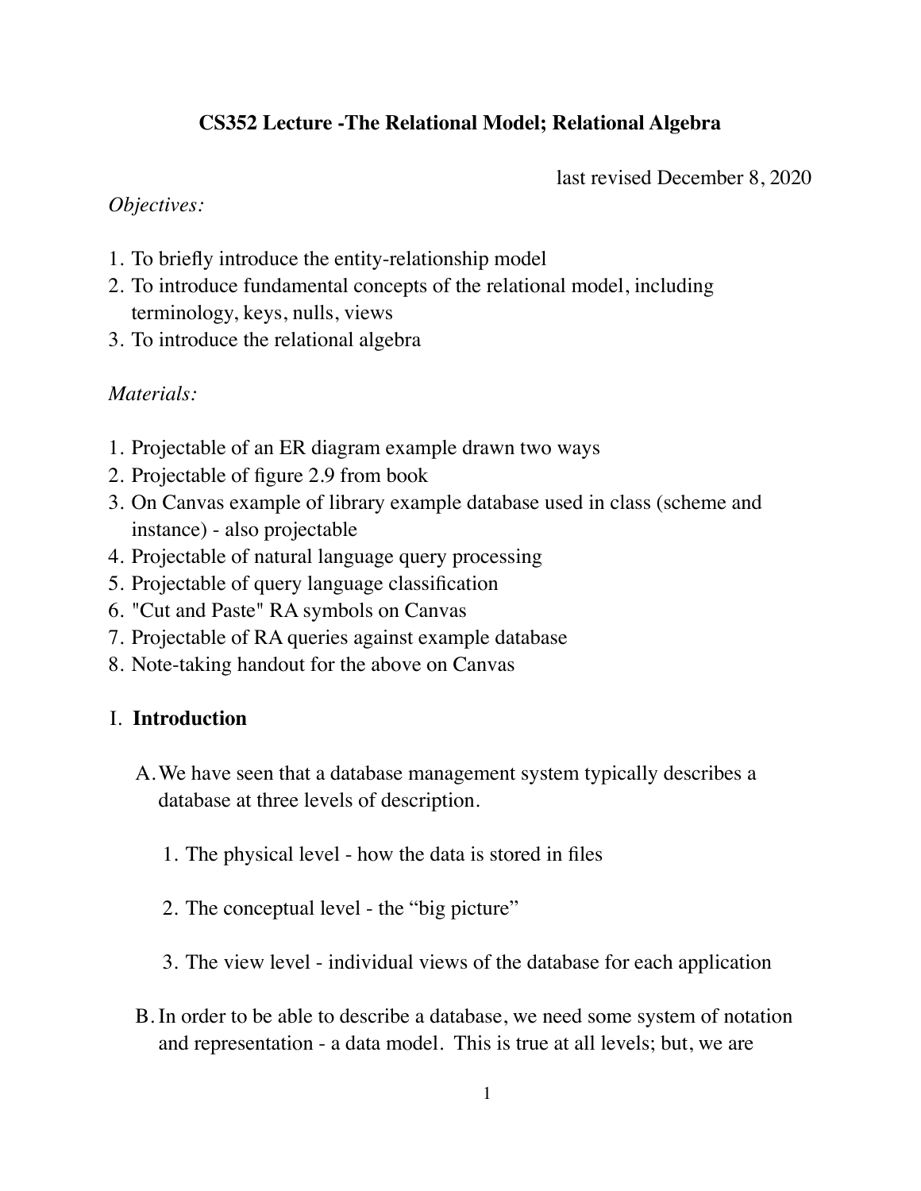# CS352 Lecture -The Relational Model; Relational Algebra

last revised December 8, 2020

*Objectives:*

1. To briefly introduce the entity-relationship model
2. To introduce fundamental concepts of the relational model, including terminology, keys, nulls, views
3. To introduce the relational algebra

*Materials:*

1. Projectable of an ER diagram example drawn two ways
2. Projectable of figure 2.9 from book
3. On Canvas example of library example database used in class (scheme and instance) - also projectable
4. Projectable of natural language query processing
5. Projectable of query language classification
6. "Cut and Paste" RA symbols on Canvas
7. Projectable of RA queries against example database
8. Note-taking handout for the above on Canvas

## I. Introduction

A. We have seen that a database management system typically describes a database at three levels of description.

   1. The physical level - how the data is stored in files

   2. The conceptual level - the "big picture"

   3. The view level - individual views of the database for each application

B. In order to be able to describe a database, we need some system of notation and representation - a data model. This is true at all levels; but, we are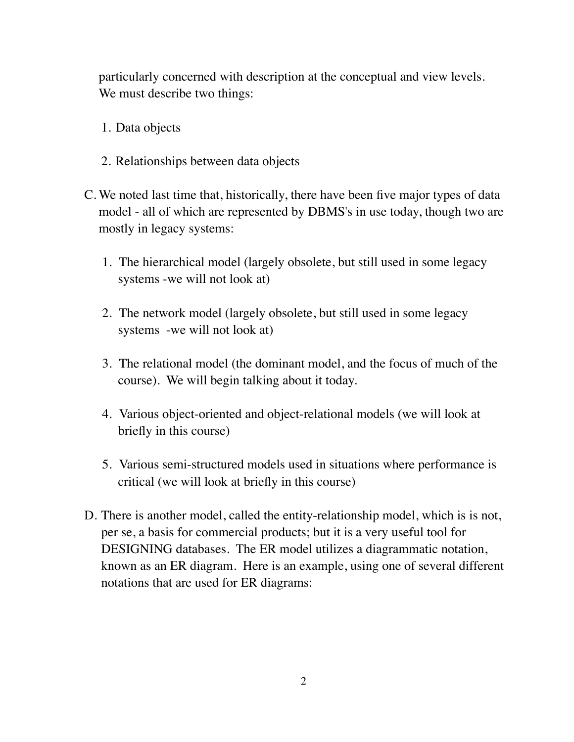particularly concerned with description at the conceptual and view levels. We must describe two things:

1. Data objects

2. Relationships between data objects

C. We noted last time that, historically, there have been five major types of data model - all of which are represented by DBMS's in use today, though two are mostly in legacy systems:

   1. The hierarchical model (largely obsolete, but still used in some legacy systems -we will not look at)

   2. The network model (largely obsolete, but still used in some legacy systems -we will not look at)

   3. The relational model (the dominant model, and the focus of much of the course). We will begin talking about it today.

   4. Various object-oriented and object-relational models (we will look at briefly in this course)

   5. Various semi-structured models used in situations where performance is critical (we will look at briefly in this course)

D. There is another model, called the entity-relationship model, which is is not, per se, a basis for commercial products; but it is a very useful tool for DESIGNING databases. The ER model utilizes a diagrammatic notation, known as an ER diagram. Here is an example, using one of several different notations that are used for ER diagrams: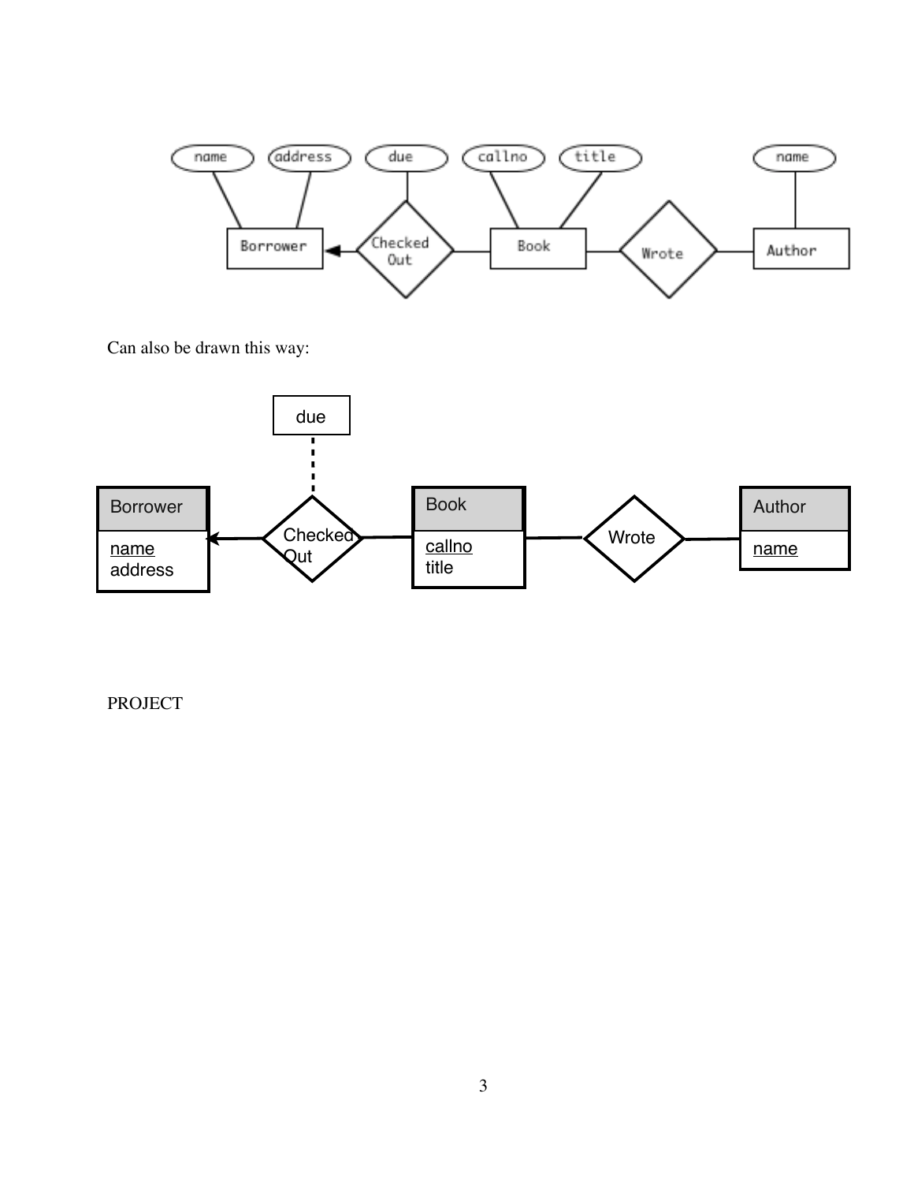Can also be drawn this way:

PROJECT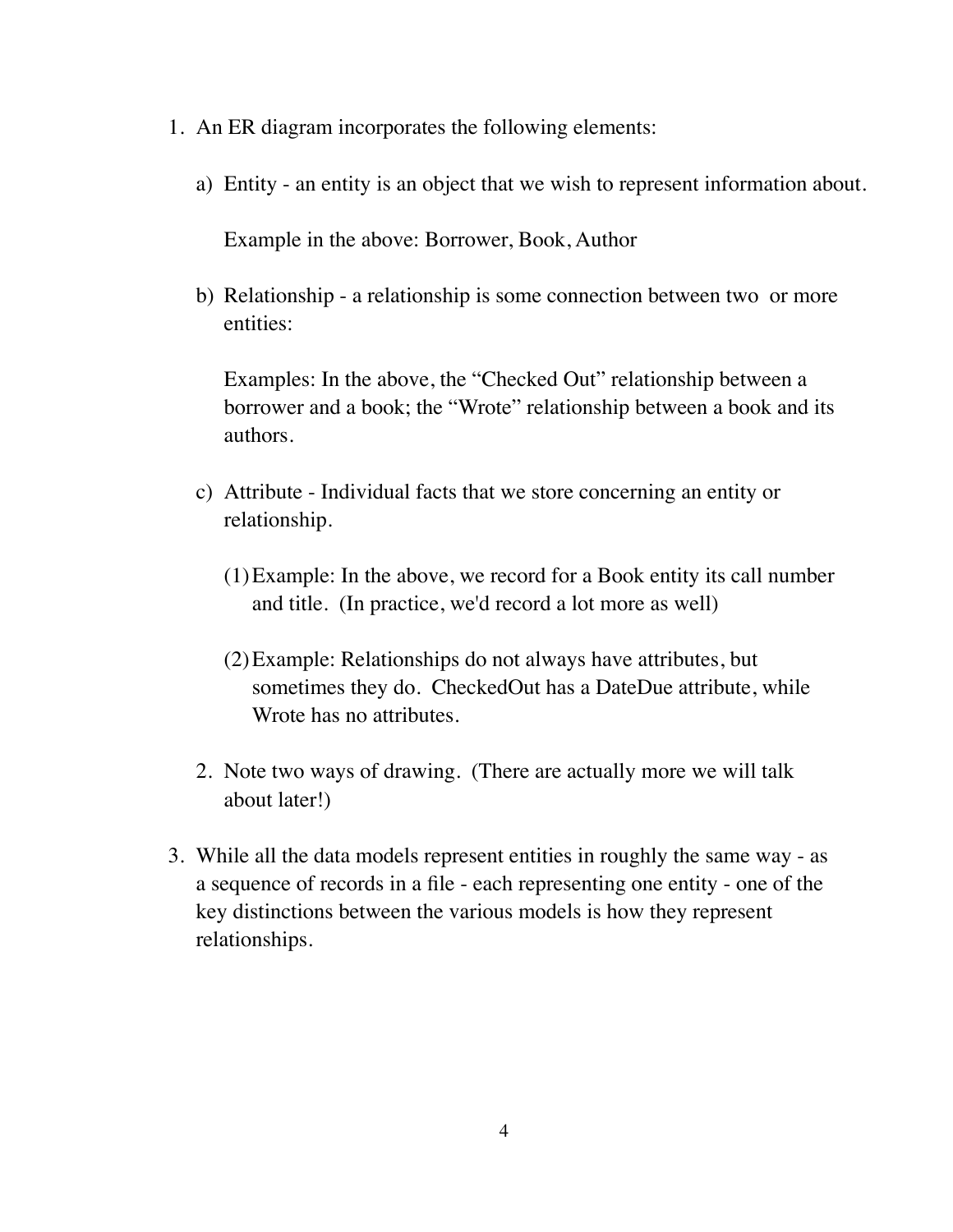1. An ER diagram incorporates the following elements:

    a) Entity - an entity is an object that we wish to represent information about.

       Example in the above: Borrower, Book, Author

    b) Relationship - a relationship is some connection between two or more entities:

       Examples: In the above, the "Checked Out" relationship between a borrower and a book; the "Wrote" relationship between a book and its authors.

    c) Attribute - Individual facts that we store concerning an entity or relationship.

       (1) Example: In the above, we record for a Book entity its call number and title. (In practice, we'd record a lot more as well)

       (2) Example: Relationships do not always have attributes, but sometimes they do. CheckedOut has a DateDue attribute, while Wrote has no attributes.

    2. Note two ways of drawing. (There are actually more we will talk about later!)

3. While all the data models represent entities in roughly the same way - as a sequence of records in a file - each representing one entity - one of the key distinctions between the various models is how they represent relationships.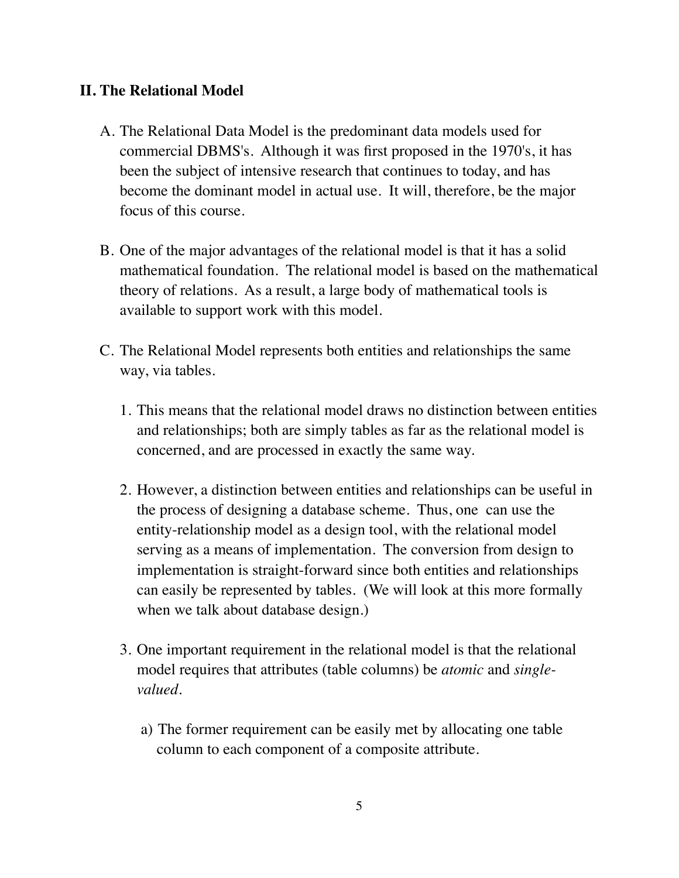## II. The Relational Model

A. The Relational Data Model is the predominant data models used for commercial DBMS's. Although it was first proposed in the 1970's, it has been the subject of intensive research that continues to today, and has become the dominant model in actual use. It will, therefore, be the major focus of this course.

B. One of the major advantages of the relational model is that it has a solid mathematical foundation. The relational model is based on the mathematical theory of relations. As a result, a large body of mathematical tools is available to support work with this model.

C. The Relational Model represents both entities and relationships the same way, via tables.

   1. This means that the relational model draws no distinction between entities and relationships; both are simply tables as far as the relational model is concerned, and are processed in exactly the same way.

   2. However, a distinction between entities and relationships can be useful in the process of designing a database scheme. Thus, one can use the entity-relationship model as a design tool, with the relational model serving as a means of implementation. The conversion from design to implementation is straight-forward since both entities and relationships can easily be represented by tables. (We will look at this more formally when we talk about database design.)

   3. One important requirement in the relational model is that the relational model requires that attributes (table columns) be *atomic* and *single-valued*.

      a) The former requirement can be easily met by allocating one table column to each component of a composite attribute.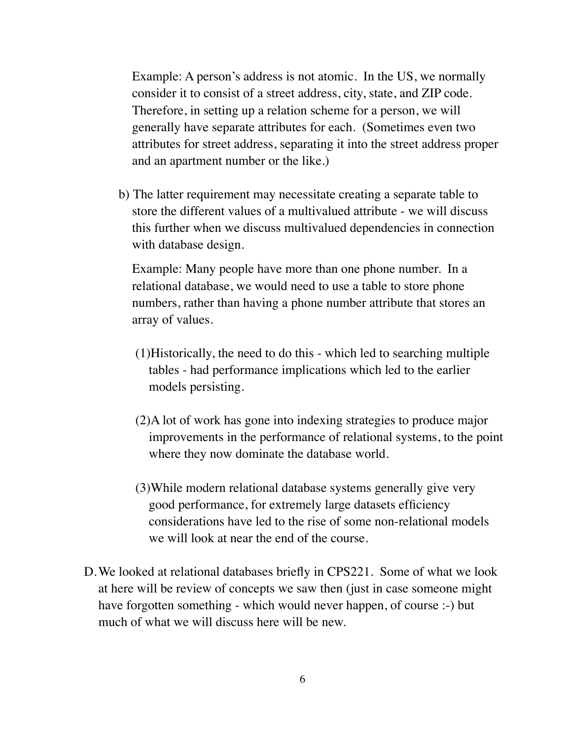Example: A person's address is not atomic. In the US, we normally consider it to consist of a street address, city, state, and ZIP code. Therefore, in setting up a relation scheme for a person, we will generally have separate attributes for each. (Sometimes even two attributes for street address, separating it into the street address proper and an apartment number or the like.)

b) The latter requirement may necessitate creating a separate table to store the different values of a multivalued attribute - we will discuss this further when we discuss multivalued dependencies in connection with database design.

   Example: Many people have more than one phone number. In a relational database, we would need to use a table to store phone numbers, rather than having a phone number attribute that stores an array of values.

   (1) Historically, the need to do this - which led to searching multiple tables - had performance implications which led to the earlier models persisting.

   (2) A lot of work has gone into indexing strategies to produce major improvements in the performance of relational systems, to the point where they now dominate the database world.

   (3) While modern relational database systems generally give very good performance, for extremely large datasets efficiency considerations have led to the rise of some non-relational models we will look at near the end of the course.

D. We looked at relational databases briefly in CPS221. Some of what we look at here will be review of concepts we saw then (just in case someone might have forgotten something - which would never happen, of course :-) but much of what we will discuss here will be new.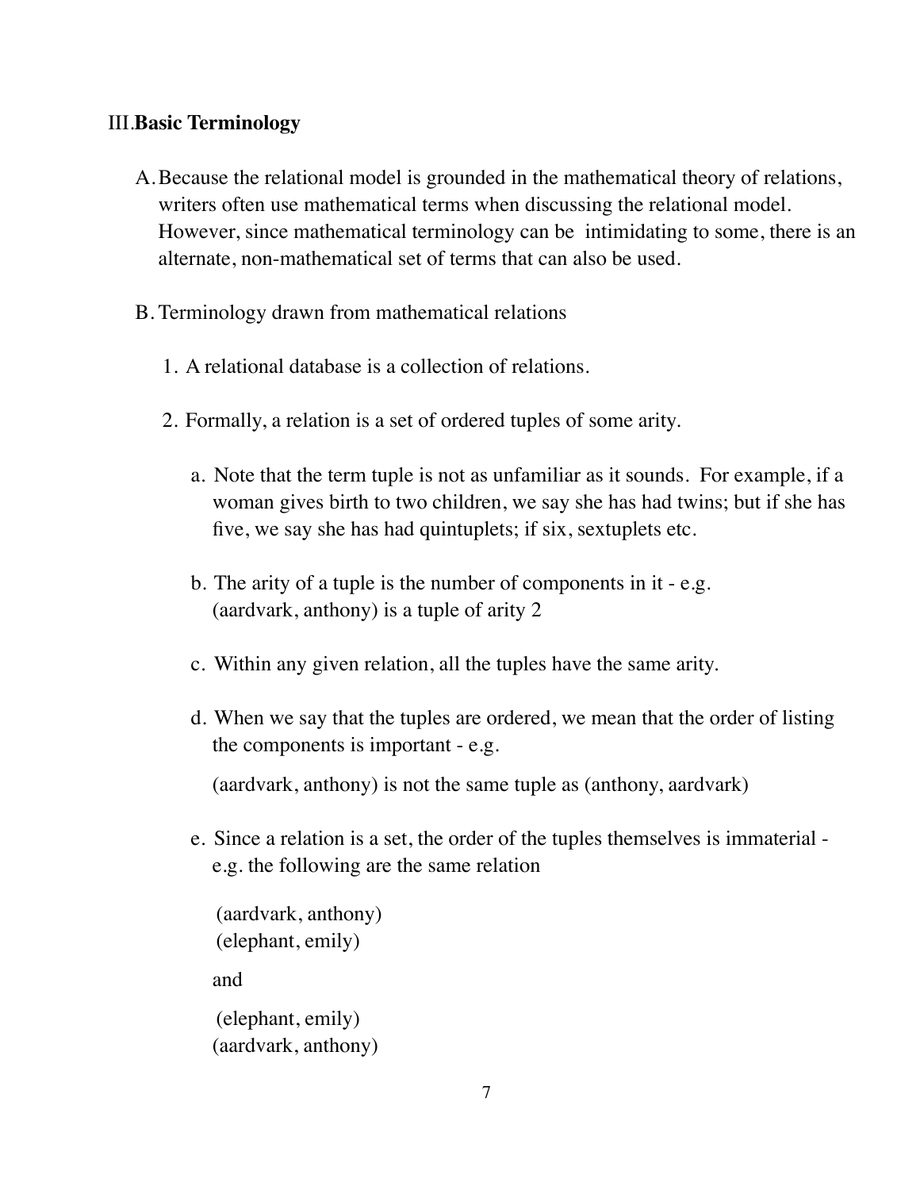## III. Basic Terminology

A. Because the relational model is grounded in the mathematical theory of relations, writers often use mathematical terms when discussing the relational model. However, since mathematical terminology can be intimidating to some, there is an alternate, non-mathematical set of terms that can also be used.

B. Terminology drawn from mathematical relations

1. A relational database is a collection of relations.

2. Formally, a relation is a set of ordered tuples of some arity.

   a. Note that the term tuple is not as unfamiliar as it sounds. For example, if a woman gives birth to two children, we say she has had twins; but if she has five, we say she has had quintuplets; if six, sextuplets etc.

   b. The arity of a tuple is the number of components in it - e.g. (aardvark, anthony) is a tuple of arity 2

   c. Within any given relation, all the tuples have the same arity.

   d. When we say that the tuples are ordered, we mean that the order of listing the components is important - e.g.

      (aardvark, anthony) is not the same tuple as (anthony, aardvark)

   e. Since a relation is a set, the order of the tuples themselves is immaterial - e.g. the following are the same relation

      (aardvark, anthony)
      (elephant, emily)

      and

      (elephant, emily)
      (aardvark, anthony)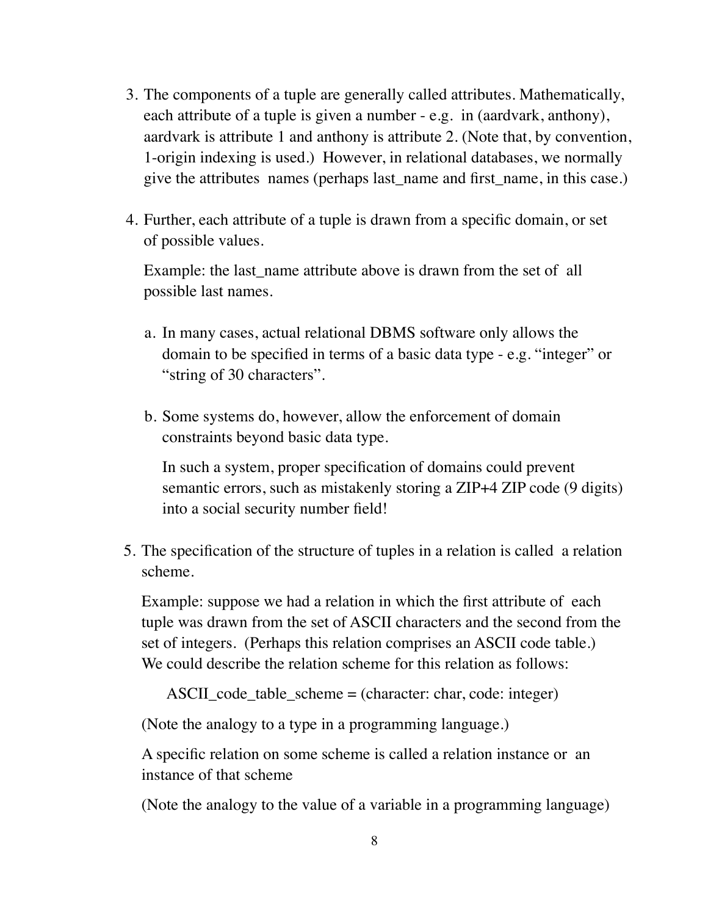3. The components of a tuple are generally called attributes. Mathematically, each attribute of a tuple is given a number - e.g. in (aardvark, anthony), aardvark is attribute 1 and anthony is attribute 2. (Note that, by convention, 1-origin indexing is used.) However, in relational databases, we normally give the attributes names (perhaps last_name and first_name, in this case.)

4. Further, each attribute of a tuple is drawn from a specific domain, or set of possible values.

   Example: the last_name attribute above is drawn from the set of all possible last names.

   a. In many cases, actual relational DBMS software only allows the domain to be specified in terms of a basic data type - e.g. "integer" or "string of 30 characters".

   b. Some systems do, however, allow the enforcement of domain constraints beyond basic data type.

      In such a system, proper specification of domains could prevent semantic errors, such as mistakenly storing a ZIP+4 ZIP code (9 digits) into a social security number field!

5. The specification of the structure of tuples in a relation is called a relation scheme.

   Example: suppose we had a relation in which the first attribute of each tuple was drawn from the set of ASCII characters and the second from the set of integers. (Perhaps this relation comprises an ASCII code table.) We could describe the relation scheme for this relation as follows:

   ASCII_code_table_scheme = (character: char, code: integer)

   (Note the analogy to a type in a programming language.)

   A specific relation on some scheme is called a relation instance or an instance of that scheme

   (Note the analogy to the value of a variable in a programming language)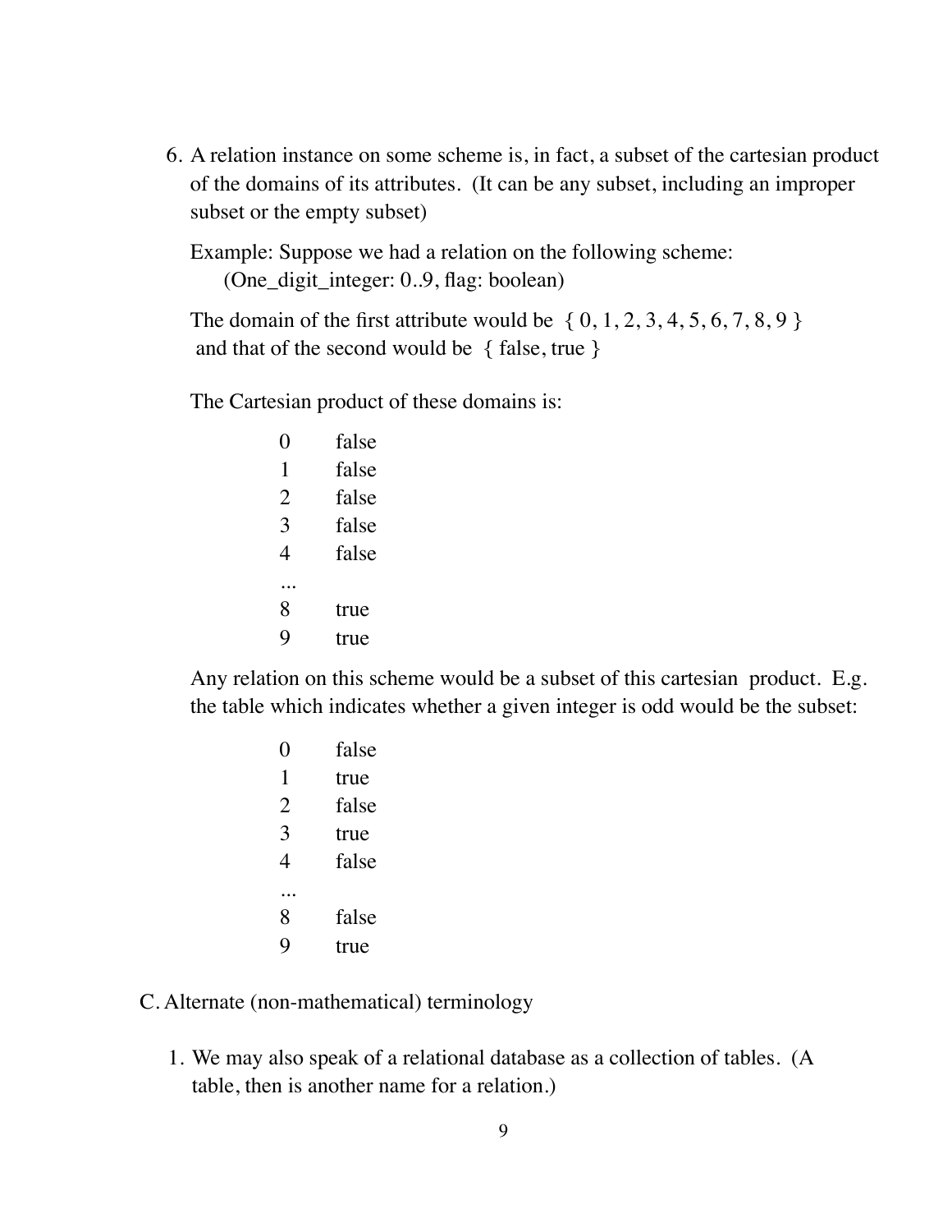6. A relation instance on some scheme is, in fact, a subset of the cartesian product of the domains of its attributes. (It can be any subset, including an improper subset or the empty subset)

   Example: Suppose we had a relation on the following scheme:
   (One_digit_integer: 0..9, flag: boolean)

   The domain of the first attribute would be { 0, 1, 2, 3, 4, 5, 6, 7, 8, 9 } and that of the second would be { false, true }

   The Cartesian product of these domains is:

   ```
   0    false
   1    false
   2    false
   3    false
   4    false
   ...
   8    true
   9    true
   ```

   Any relation on this scheme would be a subset of this cartesian product. E.g. the table which indicates whether a given integer is odd would be the subset:

   ```
   0    false
   1    true
   2    false
   3    true
   4    false
   ...
   8    false
   9    true
   ```

C. Alternate (non-mathematical) terminology

1. We may also speak of a relational database as a collection of tables. (A table, then is another name for a relation.)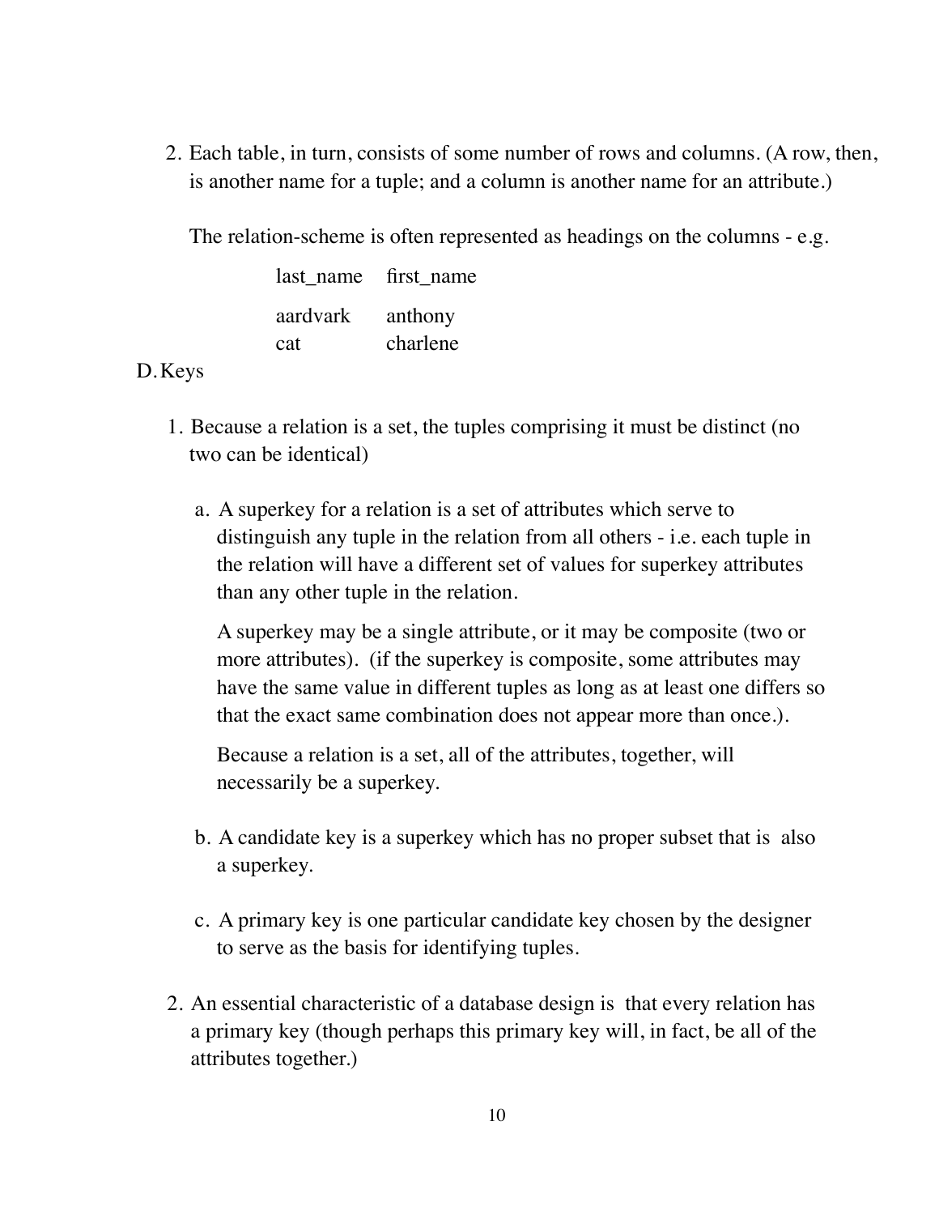2. Each table, in turn, consists of some number of rows and columns. (A row, then, is another name for a tuple; and a column is another name for an attribute.)

   The relation-scheme is often represented as headings on the columns - e.g.

   | last_name | first_name |
   | --- | --- |
   | aardvark | anthony |
   | cat | charlene |

D. Keys

1. Because a relation is a set, the tuples comprising it must be distinct (no two can be identical)

   a. A superkey for a relation is a set of attributes which serve to distinguish any tuple in the relation from all others - i.e. each tuple in the relation will have a different set of values for superkey attributes than any other tuple in the relation.

      A superkey may be a single attribute, or it may be composite (two or more attributes). (if the superkey is composite, some attributes may have the same value in different tuples as long as at least one differs so that the exact same combination does not appear more than once.).

      Because a relation is a set, all of the attributes, together, will necessarily be a superkey.

   b. A candidate key is a superkey which has no proper subset that is also a superkey.

   c. A primary key is one particular candidate key chosen by the designer to serve as the basis for identifying tuples.

2. An essential characteristic of a database design is that every relation has a primary key (though perhaps this primary key will, in fact, be all of the attributes together.)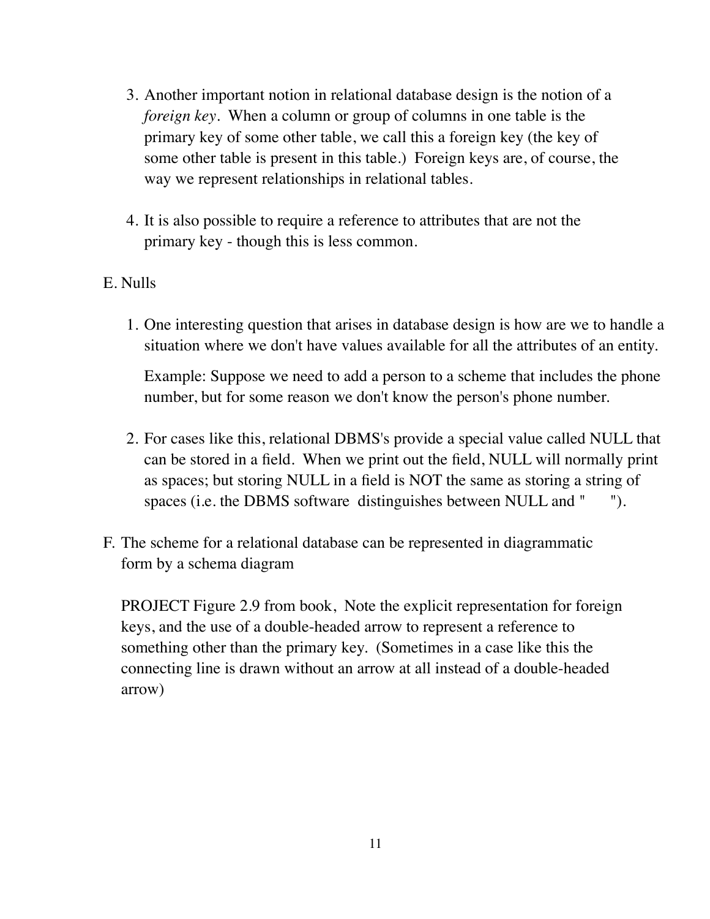3. Another important notion in relational database design is the notion of a *foreign key*. When a column or group of columns in one table is the primary key of some other table, we call this a foreign key (the key of some other table is present in this table.) Foreign keys are, of course, the way we represent relationships in relational tables.

4. It is also possible to require a reference to attributes that are not the primary key - though this is less common.

E. Nulls

1. One interesting question that arises in database design is how are we to handle a situation where we don't have values available for all the attributes of an entity.

   Example: Suppose we need to add a person to a scheme that includes the phone number, but for some reason we don't know the person's phone number.

2. For cases like this, relational DBMS's provide a special value called NULL that can be stored in a field. When we print out the field, NULL will normally print as spaces; but storing NULL in a field is NOT the same as storing a string of spaces (i.e. the DBMS software distinguishes between NULL and "      ").

F. The scheme for a relational database can be represented in diagrammatic form by a schema diagram

   PROJECT Figure 2.9 from book, Note the explicit representation for foreign keys, and the use of a double-headed arrow to represent a reference to something other than the primary key. (Sometimes in a case like this the connecting line is drawn without an arrow at all instead of a double-headed arrow)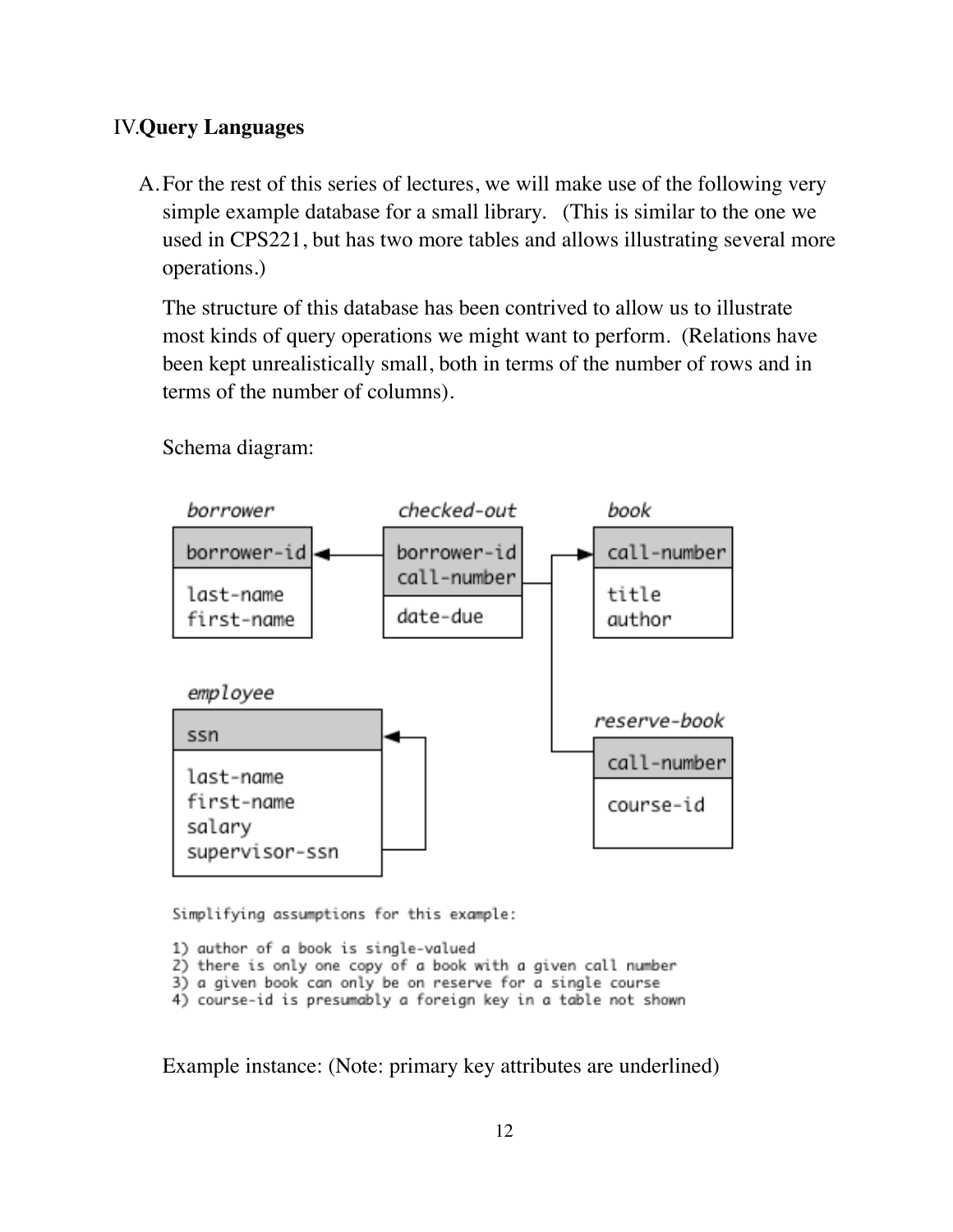## IV. Query Languages

A. For the rest of this series of lectures, we will make use of the following very simple example database for a small library. (This is similar to the one we used in CPS221, but has two more tables and allows illustrating several more operations.)

The structure of this database has been contrived to allow us to illustrate most kinds of query operations we might want to perform. (Relations have been kept unrealistically small, both in terms of the number of rows and in terms of the number of columns).

Schema diagram:

```
borrower          checked-out       book
borrower-id       borrower-id       call-number
last-name         call-number       title
first-name        date-due          author

employee                            reserve-book
ssn                                 call-number
last-name                           course-id
first-name
salary
supervisor-ssn
```

Simplifying assumptions for this example:

1) author of a book is single-valued
2) there is only one copy of a book with a given call number
3) a given book can only be on reserve for a single course
4) course-id is presumably a foreign key in a table not shown

Example instance: (Note: primary key attributes are underlined)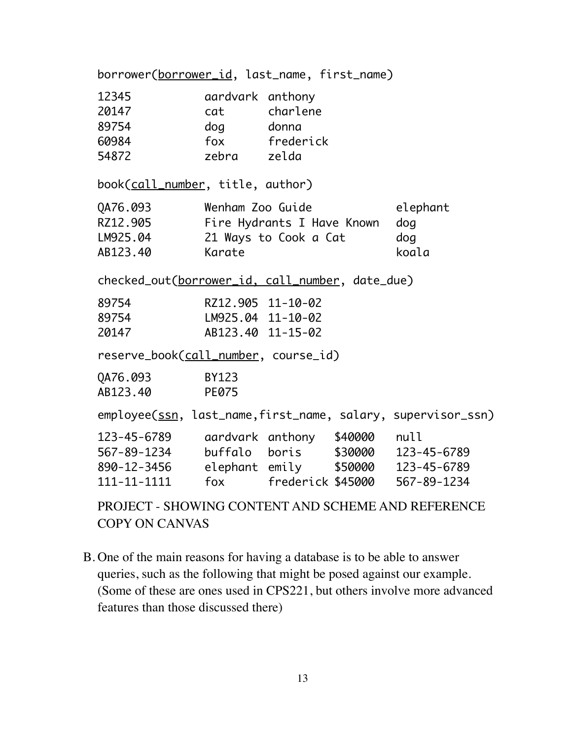borrower(<u>borrower_id</u>, last_name, first_name)

| | | |
|---|---|---|
| 12345 | aardvark | anthony |
| 20147 | cat | charlene |
| 89754 | dog | donna |
| 60984 | fox | frederick |
| 54872 | zebra | zelda |

book(<u>call_number</u>, title, author)

| | | |
|---|---|---|
| QA76.093 | Wenham Zoo Guide | elephant |
| RZ12.905 | Fire Hydrants I Have Known | dog |
| LM925.04 | 21 Ways to Cook a Cat | dog |
| AB123.40 | Karate | koala |

checked_out(<u>borrower_id, call_number</u>, date_due)

| | | |
|---|---|---|
| 89754 | RZ12.905 | 11-10-02 |
| 89754 | LM925.04 | 11-10-02 |
| 20147 | AB123.40 | 11-15-02 |

reserve_book(<u>call_number</u>, course_id)

| | |
|---|---|
| QA76.093 | BY123 |
| AB123.40 | PE075 |

employee(<u>ssn</u>, last_name,first_name, salary, supervisor_ssn)

| | | | | |
|---|---|---|---|---|
| 123-45-6789 | aardvark | anthony | $40000 | null |
| 567-89-1234 | buffalo | boris | $30000 | 123-45-6789 |
| 890-12-3456 | elephant | emily | $50000 | 123-45-6789 |
| 111-11-1111 | fox | frederick | $45000 | 567-89-1234 |

PROJECT - SHOWING CONTENT AND SCHEME AND REFERENCE COPY ON CANVAS

B. One of the main reasons for having a database is to be able to answer queries, such as the following that might be posed against our example. (Some of these are ones used in CPS221, but others involve more advanced features than those discussed there)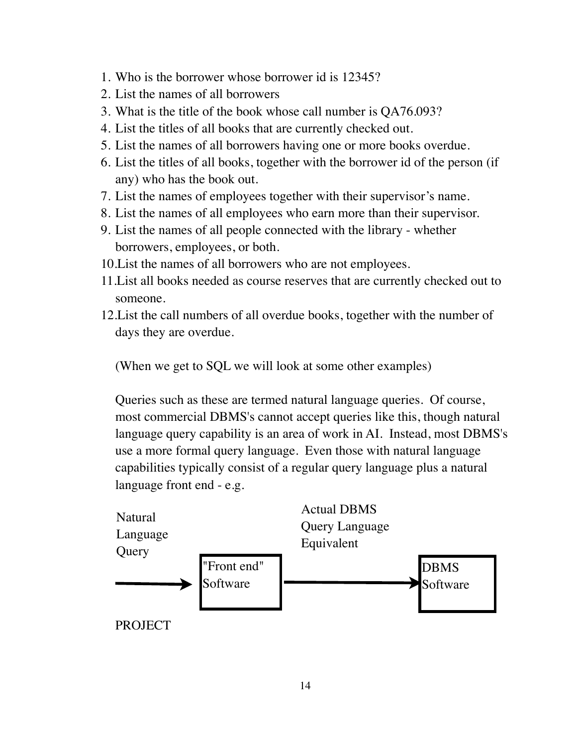1. Who is the borrower whose borrower id is 12345?
2. List the names of all borrowers
3. What is the title of the book whose call number is QA76.093?
4. List the titles of all books that are currently checked out.
5. List the names of all borrowers having one or more books overdue.
6. List the titles of all books, together with the borrower id of the person (if any) who has the book out.
7. List the names of employees together with their supervisor's name.
8. List the names of all employees who earn more than their supervisor.
9. List the names of all people connected with the library - whether borrowers, employees, or both.
10. List the names of all borrowers who are not employees.
11. List all books needed as course reserves that are currently checked out to someone.
12. List the call numbers of all overdue books, together with the number of days they are overdue.

(When we get to SQL we will look at some other examples)

Queries such as these are termed natural language queries. Of course, most commercial DBMS's cannot accept queries like this, though natural language query capability is an area of work in AI. Instead, most DBMS's use a more formal query language. Even those with natural language capabilities typically consist of a regular query language plus a natural language front end - e.g.

```
Natural                        Actual DBMS
Language                       Query Language
Query                          Equivalent
          +-------------+                      +----------+
--------> | "Front end" | -------------------> | DBMS     |
          | Software    |                      | Software |
          +-------------+                      +----------+
```

PROJECT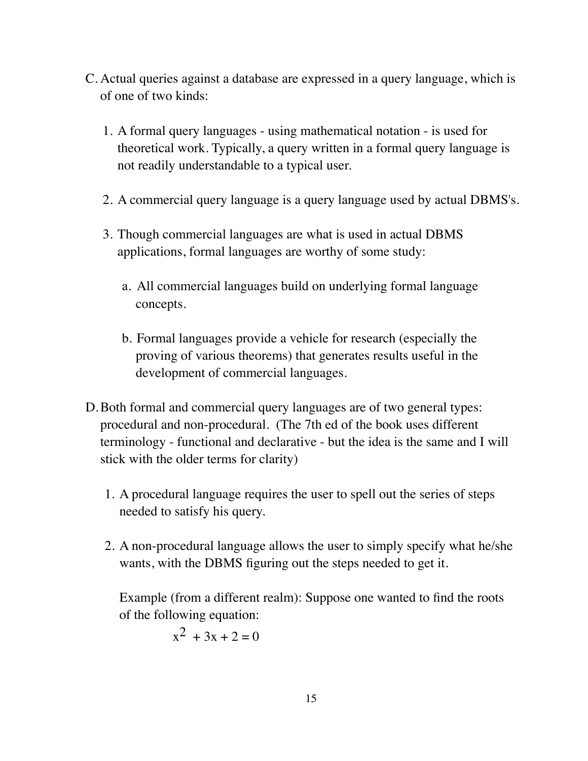C. Actual queries against a database are expressed in a query language, which is of one of two kinds:

   1. A formal query languages - using mathematical notation - is used for theoretical work. Typically, a query written in a formal query language is not readily understandable to a typical user.

   2. A commercial query language is a query language used by actual DBMS's.

   3. Though commercial languages are what is used in actual DBMS applications, formal languages are worthy of some study:

      a. All commercial languages build on underlying formal language concepts.

      b. Formal languages provide a vehicle for research (especially the proving of various theorems) that generates results useful in the development of commercial languages.

D. Both formal and commercial query languages are of two general types: procedural and non-procedural. (The 7th ed of the book uses different terminology - functional and declarative - but the idea is the same and I will stick with the older terms for clarity)

   1. A procedural language requires the user to spell out the series of steps needed to satisfy his query.

   2. A non-procedural language allows the user to simply specify what he/she wants, with the DBMS figuring out the steps needed to get it.

      Example (from a different realm): Suppose one wanted to find the roots of the following equation:

      $$x^2 + 3x + 2 = 0$$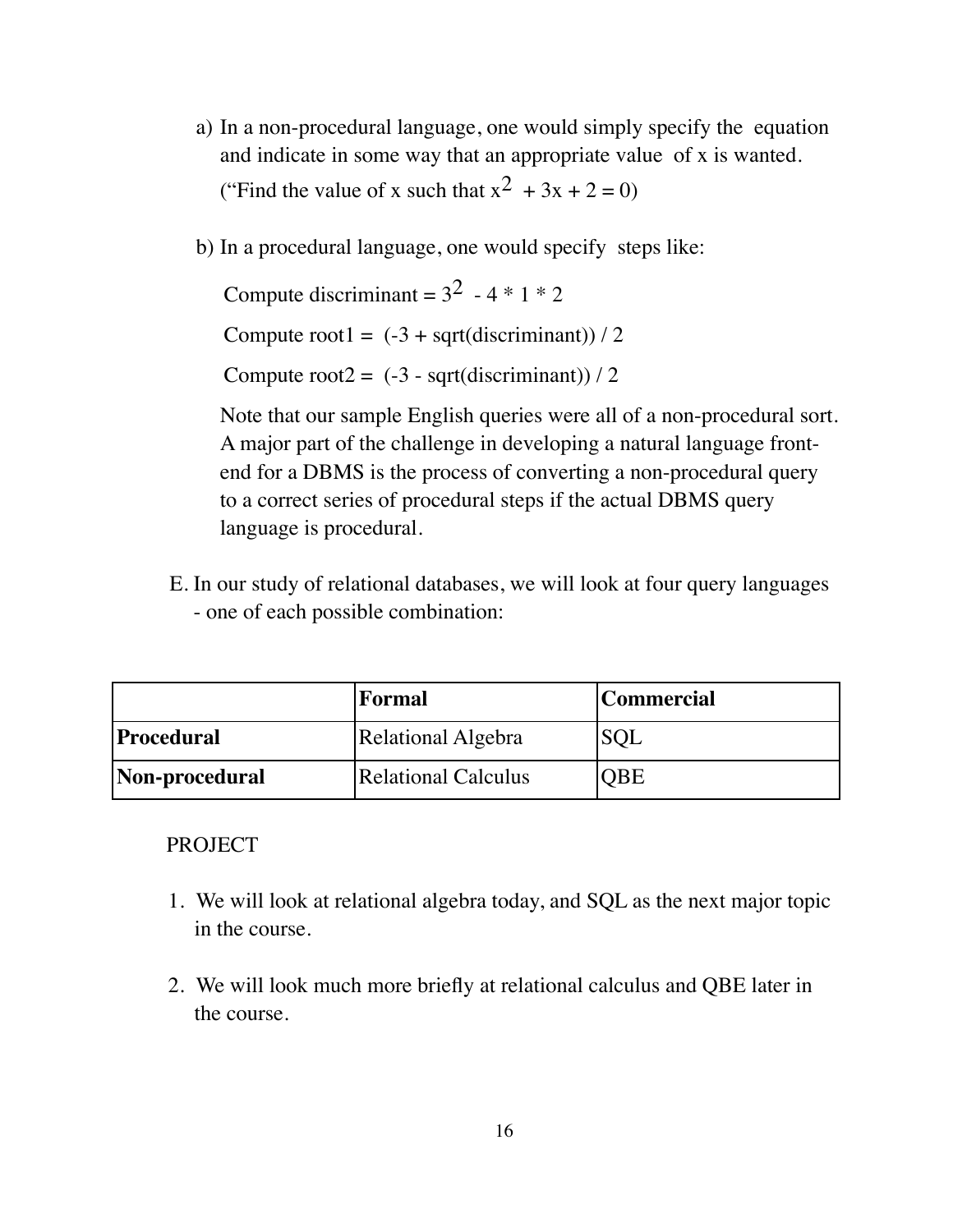a) In a non-procedural language, one would simply specify the equation and indicate in some way that an appropriate value of x is wanted. ("Find the value of x such that $x^2 + 3x + 2 = 0$)

b) In a procedural language, one would specify steps like:

Compute discriminant = $3^2 - 4 * 1 * 2$

Compute root1 = (-3 + sqrt(discriminant)) / 2

Compute root2 = (-3 - sqrt(discriminant)) / 2

Note that our sample English queries were all of a non-procedural sort. A major part of the challenge in developing a natural language front-end for a DBMS is the process of converting a non-procedural query to a correct series of procedural steps if the actual DBMS query language is procedural.

E. In our study of relational databases, we will look at four query languages - one of each possible combination:

| | **Formal** | **Commercial** |
|---|---|---|
| **Procedural** | Relational Algebra | SQL |
| **Non-procedural** | Relational Calculus | QBE |

PROJECT

1. We will look at relational algebra today, and SQL as the next major topic in the course.

2. We will look much more briefly at relational calculus and QBE later in the course.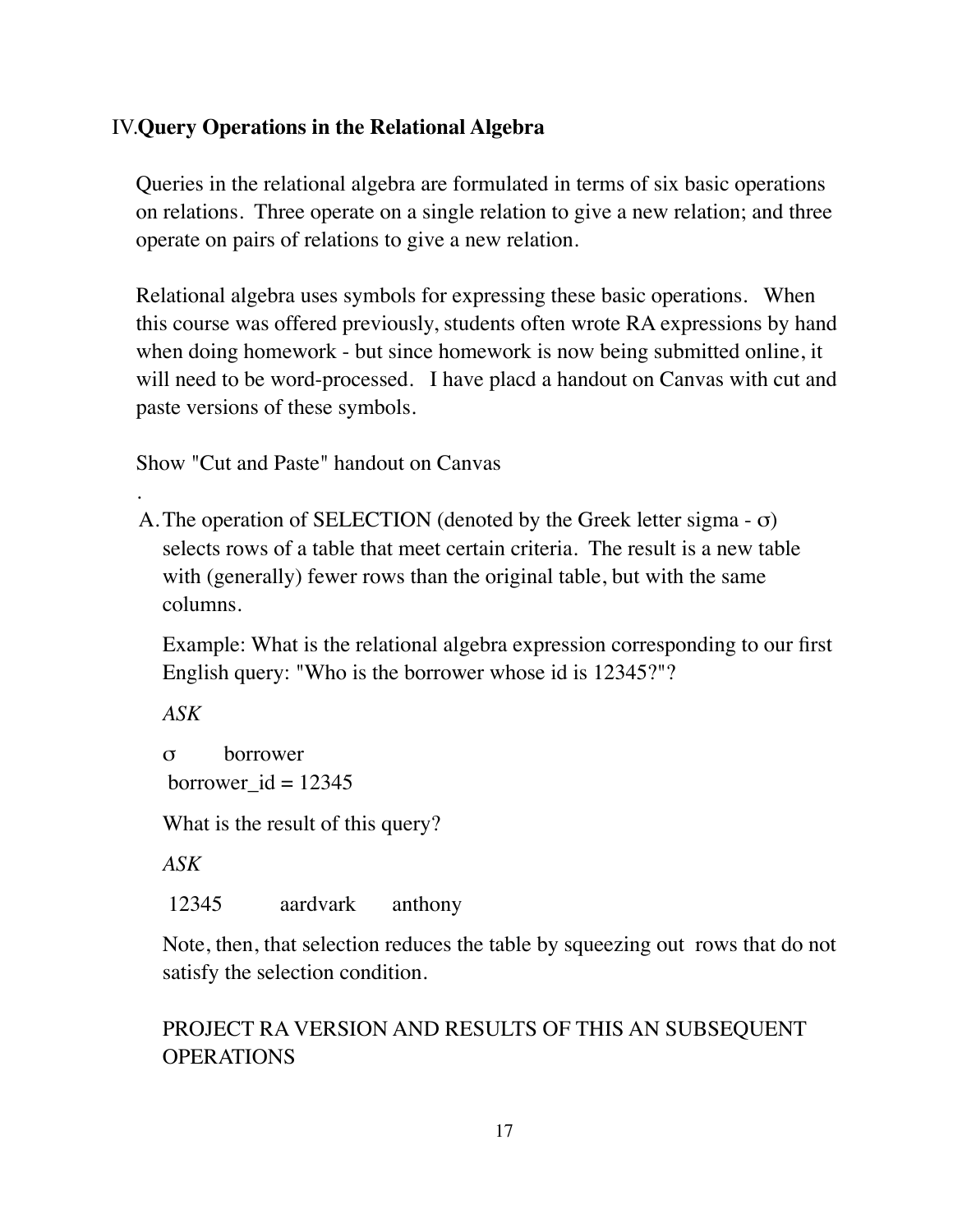## IV. Query Operations in the Relational Algebra

Queries in the relational algebra are formulated in terms of six basic operations on relations. Three operate on a single relation to give a new relation; and three operate on pairs of relations to give a new relation.

Relational algebra uses symbols for expressing these basic operations. When this course was offered previously, students often wrote RA expressions by hand when doing homework - but since homework is now being submitted online, it will need to be word-processed. I have placd a handout on Canvas with cut and paste versions of these symbols.

Show "Cut and Paste" handout on Canvas

.

A. The operation of SELECTION (denoted by the Greek letter sigma - σ) selects rows of a table that meet certain criteria. The result is a new table with (generally) fewer rows than the original table, but with the same columns.

   Example: What is the relational algebra expression corresponding to our first English query: "Who is the borrower whose id is 12345?"?

   *ASK*

   $\sigma_{\text{borrower\_id = 12345}}$ borrower

   What is the result of this query?

   *ASK*

   12345 aardvark anthony

   Note, then, that selection reduces the table by squeezing out rows that do not satisfy the selection condition.

   PROJECT RA VERSION AND RESULTS OF THIS AN SUBSEQUENT OPERATIONS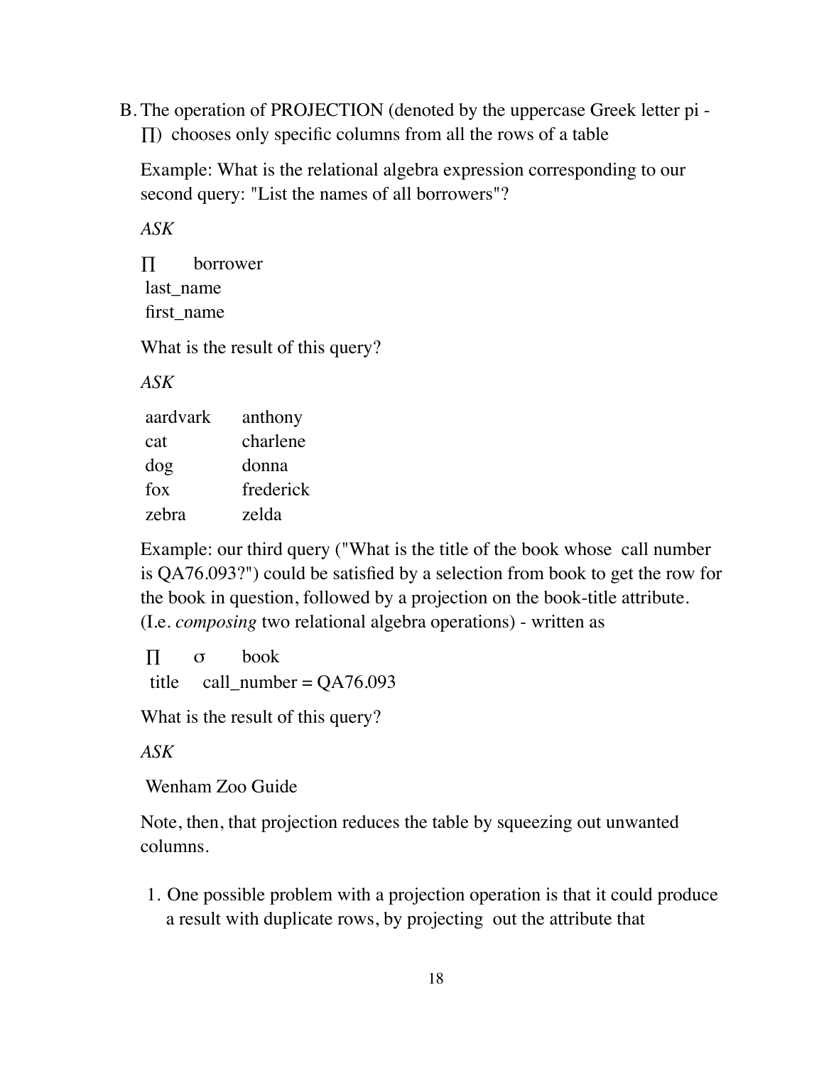B. The operation of PROJECTION (denoted by the uppercase Greek letter pi - ∏) chooses only specific columns from all the rows of a table

Example: What is the relational algebra expression corresponding to our second query: "List the names of all borrowers"?

*ASK*

$\Pi_{last\_name, first\_name}$ borrower

What is the result of this query?

*ASK*

| | |
|---|---|
| aardvark | anthony |
| cat | charlene |
| dog | donna |
| fox | frederick |
| zebra | zelda |

Example: our third query ("What is the title of the book whose call number is QA76.093?") could be satisfied by a selection from book to get the row for the book in question, followed by a projection on the book-title attribute. (I.e. *composing* two relational algebra operations) - written as

$\Pi_{title}\ \sigma_{call\_number = QA76.093}$ book

What is the result of this query?

*ASK*

Wenham Zoo Guide

Note, then, that projection reduces the table by squeezing out unwanted columns.

1. One possible problem with a projection operation is that it could produce a result with duplicate rows, by projecting out the attribute that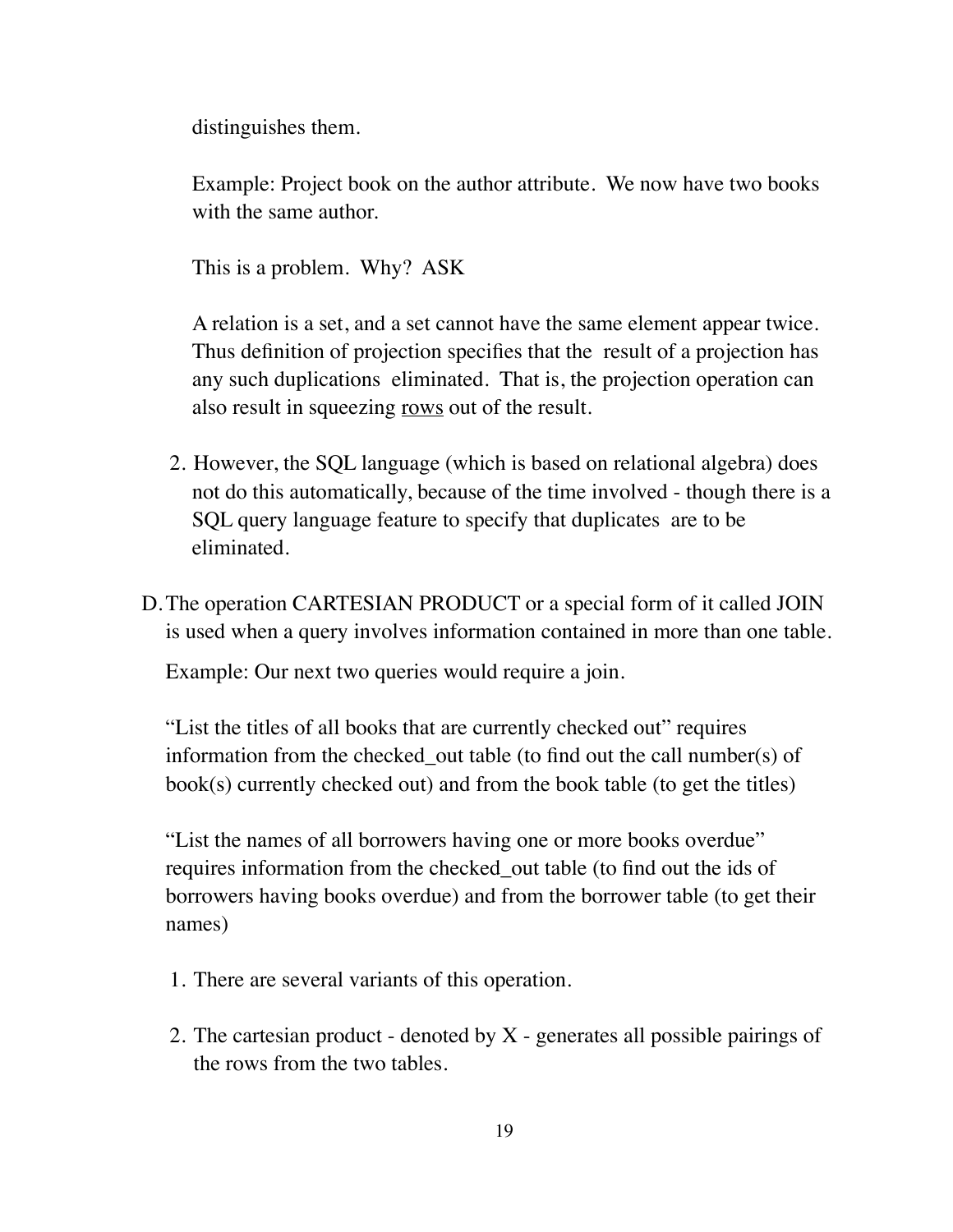distinguishes them.

Example: Project book on the author attribute. We now have two books with the same author.

This is a problem. Why? ASK

A relation is a set, and a set cannot have the same element appear twice. Thus definition of projection specifies that the result of a projection has any such duplications eliminated. That is, the projection operation can also result in squeezing <u>rows</u> out of the result.

2. However, the SQL language (which is based on relational algebra) does not do this automatically, because of the time involved - though there is a SQL query language feature to specify that duplicates are to be eliminated.

D. The operation CARTESIAN PRODUCT or a special form of it called JOIN is used when a query involves information contained in more than one table.

Example: Our next two queries would require a join.

"List the titles of all books that are currently checked out" requires information from the checked_out table (to find out the call number(s) of book(s) currently checked out) and from the book table (to get the titles)

"List the names of all borrowers having one or more books overdue" requires information from the checked_out table (to find out the ids of borrowers having books overdue) and from the borrower table (to get their names)

1. There are several variants of this operation.

2. The cartesian product - denoted by X - generates all possible pairings of the rows from the two tables.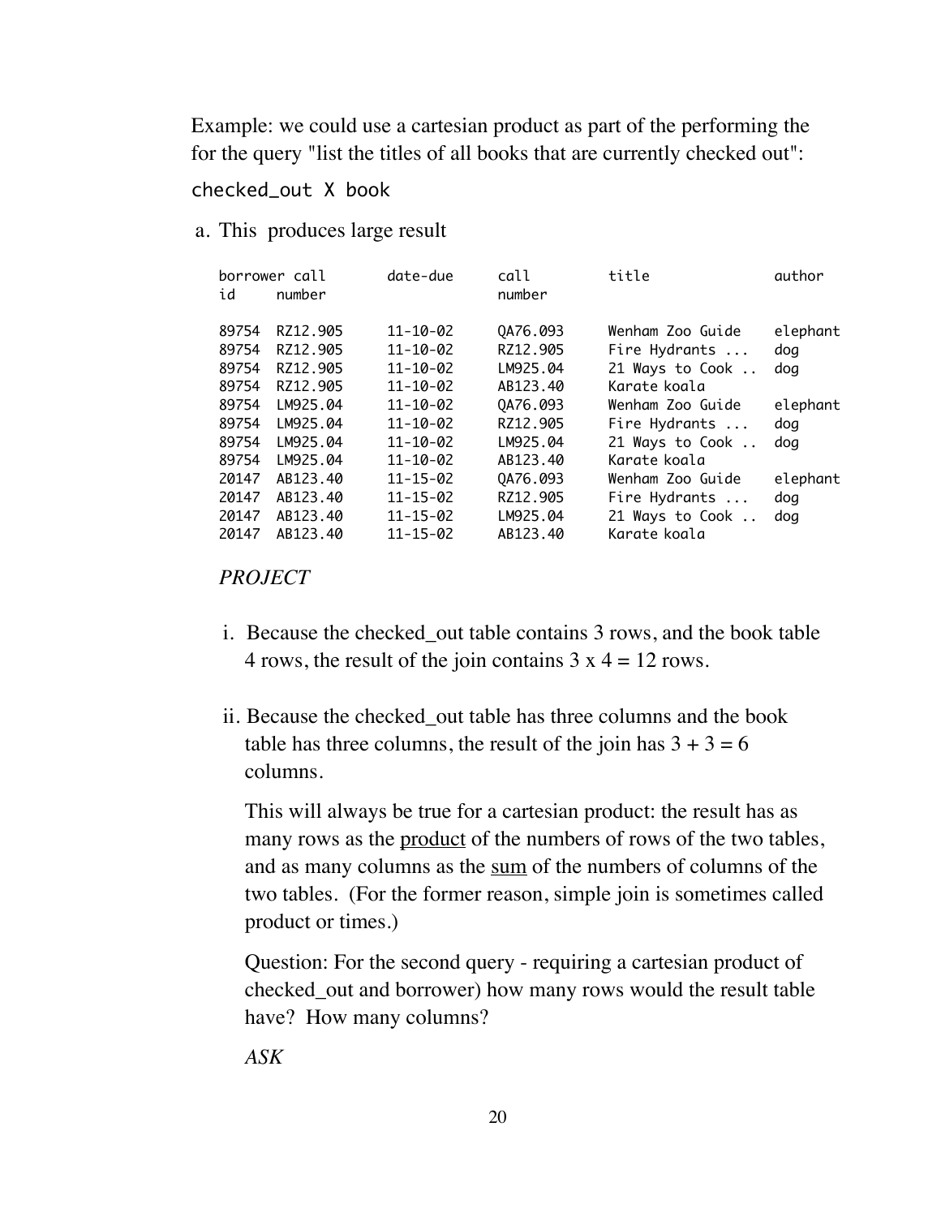Example: we could use a cartesian product as part of the performing the for the query "list the titles of all books that are currently checked out":

```
checked_out X book
```

a. This produces large result

| borrower id | call number | date-due | call number | title | author |
|---|---|---|---|---|---|
| 89754 | RZ12.905 | 11-10-02 | QA76.093 | Wenham Zoo Guide | elephant |
| 89754 | RZ12.905 | 11-10-02 | RZ12.905 | Fire Hydrants ... | dog |
| 89754 | RZ12.905 | 11-10-02 | LM925.04 | 21 Ways to Cook .. | dog |
| 89754 | RZ12.905 | 11-10-02 | AB123.40 | Karate koala | |
| 89754 | LM925.04 | 11-10-02 | QA76.093 | Wenham Zoo Guide | elephant |
| 89754 | LM925.04 | 11-10-02 | RZ12.905 | Fire Hydrants ... | dog |
| 89754 | LM925.04 | 11-10-02 | LM925.04 | 21 Ways to Cook .. | dog |
| 89754 | LM925.04 | 11-10-02 | AB123.40 | Karate koala | |
| 20147 | AB123.40 | 11-15-02 | QA76.093 | Wenham Zoo Guide | elephant |
| 20147 | AB123.40 | 11-15-02 | RZ12.905 | Fire Hydrants ... | dog |
| 20147 | AB123.40 | 11-15-02 | LM925.04 | 21 Ways to Cook .. | dog |
| 20147 | AB123.40 | 11-15-02 | AB123.40 | Karate koala | |

*PROJECT*

i. Because the checked_out table contains 3 rows, and the book table 4 rows, the result of the join contains 3 x 4 = 12 rows.

ii. Because the checked_out table has three columns and the book table has three columns, the result of the join has 3 + 3 = 6 columns.

This will always be true for a cartesian product: the result has as many rows as the <u>product</u> of the numbers of rows of the two tables, and as many columns as the <u>sum</u> of the numbers of columns of the two tables. (For the former reason, simple join is sometimes called product or times.)

Question: For the second query - requiring a cartesian product of checked_out and borrower) how many rows would the result table have? How many columns?

*ASK*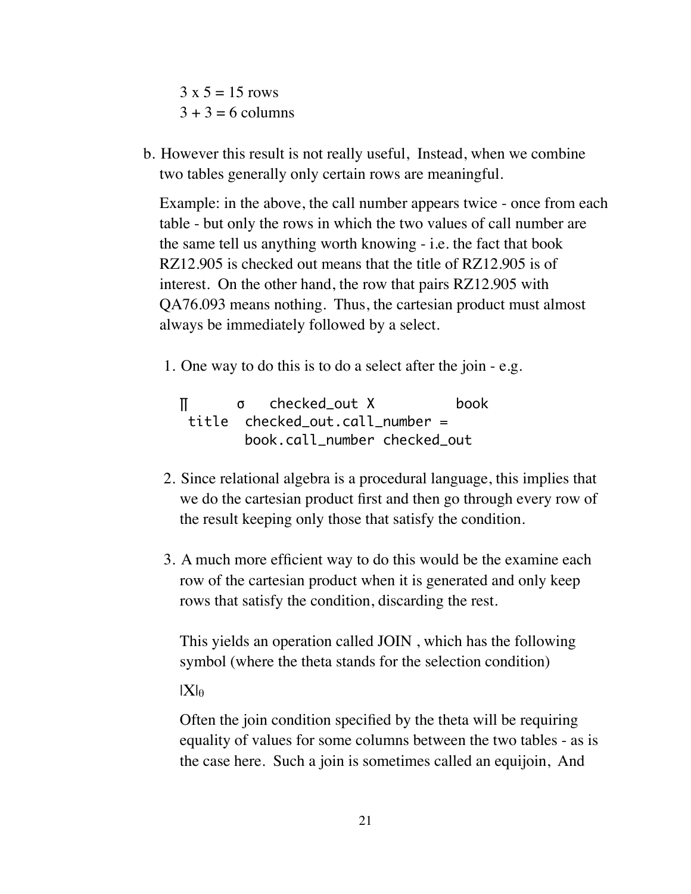3 x 5 = 15 rows
3 + 3 = 6 columns

b. However this result is not really useful, Instead, when we combine two tables generally only certain rows are meaningful.

   Example: in the above, the call number appears twice - once from each table - but only the rows in which the two values of call number are the same tell us anything worth knowing - i.e. the fact that book RZ12.905 is checked out means that the title of RZ12.905 is of interest. On the other hand, the row that pairs RZ12.905 with QA76.093 means nothing. Thus, the cartesian product must almost always be immediately followed by a select.

   1. One way to do this is to do a select after the join - e.g.

      ```
      ∏      σ   checked_out X          book
       title  checked_out.call_number =
              book.call_number checked_out
      ```

   2. Since relational algebra is a procedural language, this implies that we do the cartesian product first and then go through every row of the result keeping only those that satisfy the condition.

   3. A much more efficient way to do this would be the examine each row of the cartesian product when it is generated and only keep rows that satisfy the condition, discarding the rest.

      This yields an operation called JOIN , which has the following symbol (where the theta stands for the selection condition)

      $|X|_\theta$

      Often the join condition specified by the theta will be requiring equality of values for some columns between the two tables - as is the case here. Such a join is sometimes called an equijoin, And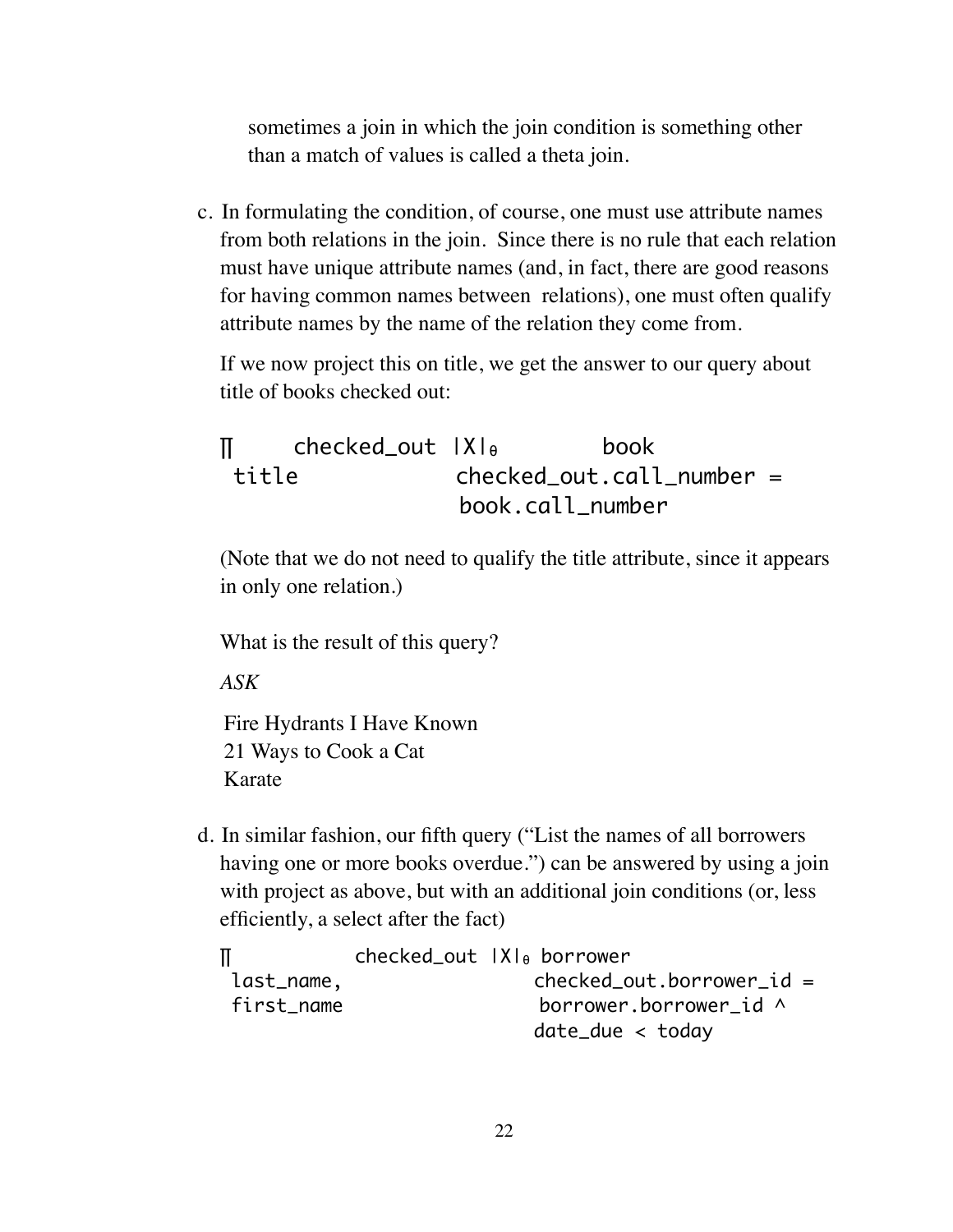sometimes a join in which the join condition is something other than a match of values is called a theta join.

c. In formulating the condition, of course, one must use attribute names from both relations in the join. Since there is no rule that each relation must have unique attribute names (and, in fact, there are good reasons for having common names between relations), one must often qualify attribute names by the name of the relation they come from.

   If we now project this on title, we get the answer to our query about title of books checked out:

```
∏      checked_out  |X|θ          book
 title               checked_out.call_number =
                     book.call_number
```

   (Note that we do not need to qualify the title attribute, since it appears in only one relation.)

   What is the result of this query?

   *ASK*

   Fire Hydrants I Have Known
   21 Ways to Cook a Cat
   Karate

d. In similar fashion, our fifth query ("List the names of all borrowers having one or more books overdue.") can be answered by using a join with project as above, but with an additional join conditions (or, less efficiently, a select after the fact)

```
∏            checked_out |X|θ borrower
 last_name,                  checked_out.borrower_id =
 first_name                   borrower.borrower_id ^
                             date_due < today
```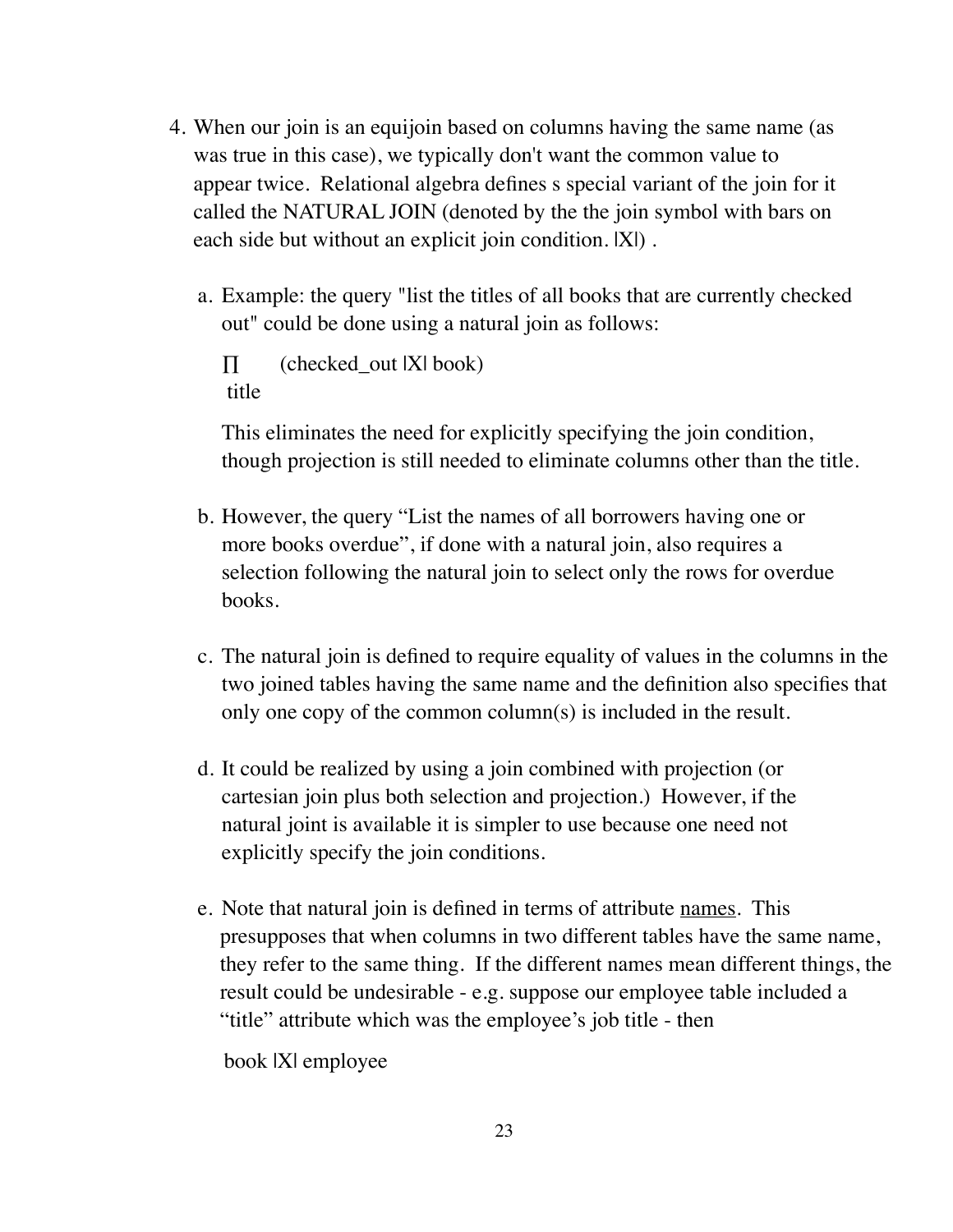4. When our join is an equijoin based on columns having the same name (as was true in this case), we typically don't want the common value to appear twice. Relational algebra defines s special variant of the join for it called the NATURAL JOIN (denoted by the the join symbol with bars on each side but without an explicit join condition. |X|) .

   a. Example: the query "list the titles of all books that are currently checked out" could be done using a natural join as follows:

      $\Pi_{\text{title}}$ (checked_out |X| book)

      This eliminates the need for explicitly specifying the join condition, though projection is still needed to eliminate columns other than the title.

   b. However, the query "List the names of all borrowers having one or more books overdue", if done with a natural join, also requires a selection following the natural join to select only the rows for overdue books.

   c. The natural join is defined to require equality of values in the columns in the two joined tables having the same name and the definition also specifies that only one copy of the common column(s) is included in the result.

   d. It could be realized by using a join combined with projection (or cartesian join plus both selection and projection.) However, if the natural joint is available it is simpler to use because one need not explicitly specify the join conditions.

   e. Note that natural join is defined in terms of attribute <u>names</u>. This presupposes that when columns in two different tables have the same name, they refer to the same thing. If the different names mean different things, the result could be undesirable - e.g. suppose our employee table included a "title" attribute which was the employee's job title - then

      book |X| employee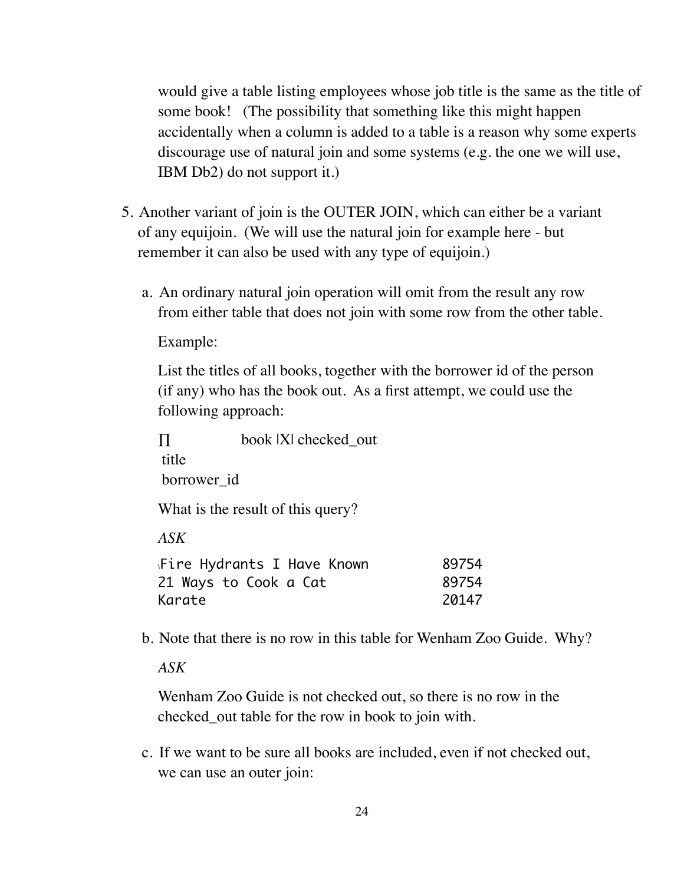would give a table listing employees whose job title is the same as the title of some book! (The possibility that something like this might happen accidentally when a column is added to a table is a reason why some experts discourage use of natural join and some systems (e.g. the one we will use, IBM Db2) do not support it.)

5. Another variant of join is the OUTER JOIN, which can either be a variant of any equijoin. (We will use the natural join for example here - but remember it can also be used with any type of equijoin.)

   a. An ordinary natural join operation will omit from the result any row from either table that does not join with some row from the other table.

      Example:

      List the titles of all books, together with the borrower id of the person (if any) who has the book out. As a first attempt, we could use the following approach:

      $\Pi_{\text{title borrower\_id}}$ book |X| checked_out

      What is the result of this query?

      *ASK*

      ```
      Fire Hydrants I Have Known        89754
      21 Ways to Cook a Cat             89754
      Karate                            20147
      ```

   b. Note that there is no row in this table for Wenham Zoo Guide. Why?

      *ASK*

      Wenham Zoo Guide is not checked out, so there is no row in the checked_out table for the row in book to join with.

   c. If we want to be sure all books are included, even if not checked out, we can use an outer join: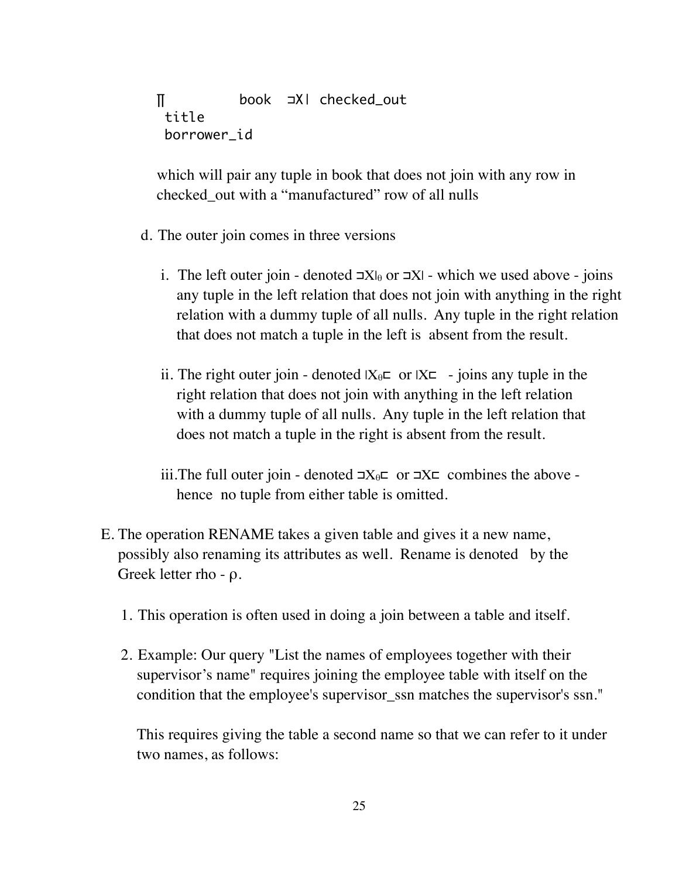```
∏          book  ⊐X| checked_out
 title
 borrower_id
```

which will pair any tuple in book that does not join with any row in checked_out with a “manufactured” row of all nulls

d. The outer join comes in three versions

   i. The left outer join - denoted ⊐X|$_\theta$ or ⊐X| - which we used above - joins any tuple in the left relation that does not join with anything in the right relation with a dummy tuple of all nulls. Any tuple in the right relation that does not match a tuple in the left is absent from the result.

   ii. The right outer join - denoted |X$_\theta$⊏ or |X⊏ - joins any tuple in the right relation that does not join with anything in the left relation with a dummy tuple of all nulls. Any tuple in the left relation that does not match a tuple in the right is absent from the result.

   iii. The full outer join - denoted ⊐X$_\theta$⊏ or ⊐X⊏ combines the above - hence no tuple from either table is omitted.

E. The operation RENAME takes a given table and gives it a new name, possibly also renaming its attributes as well. Rename is denoted by the Greek letter rho - $\rho$.

   1. This operation is often used in doing a join between a table and itself.

   2. Example: Our query "List the names of employees together with their supervisor’s name" requires joining the employee table with itself on the condition that the employee's supervisor_ssn matches the supervisor's ssn."

      This requires giving the table a second name so that we can refer to it under two names, as follows: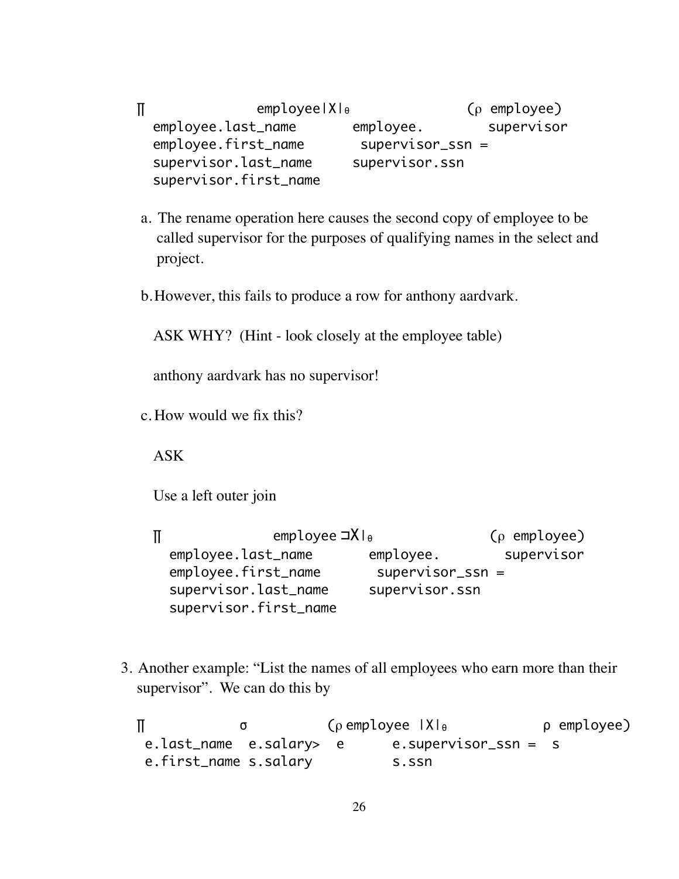```
∏                 employee |X|θ              (ρ employee)
  employee.last_name       employee.          supervisor
  employee.first_name       supervisor_ssn =
  supervisor.last_name     supervisor.ssn
  supervisor.first_name
```

a. The rename operation here causes the second copy of employee to be called supervisor for the purposes of qualifying names in the select and project.

b. However, this fails to produce a row for anthony aardvark.

   ASK WHY? (Hint - look closely at the employee table)

   anthony aardvark has no supervisor!

c. How would we fix this?

   ASK

   Use a left outer join

```
∏                 employee ⊐X|θ              (ρ employee)
  employee.last_name       employee.          supervisor
  employee.first_name       supervisor_ssn =
  supervisor.last_name     supervisor.ssn
  supervisor.first_name
```

3. Another example: "List the names of all employees who earn more than their supervisor". We can do this by

```
∏              σ            (ρ employee  |X|θ              ρ employee)
 e.last_name  e.salary>  e      e.supervisor_ssn =  s
 e.first_name s.salary          s.ssn
```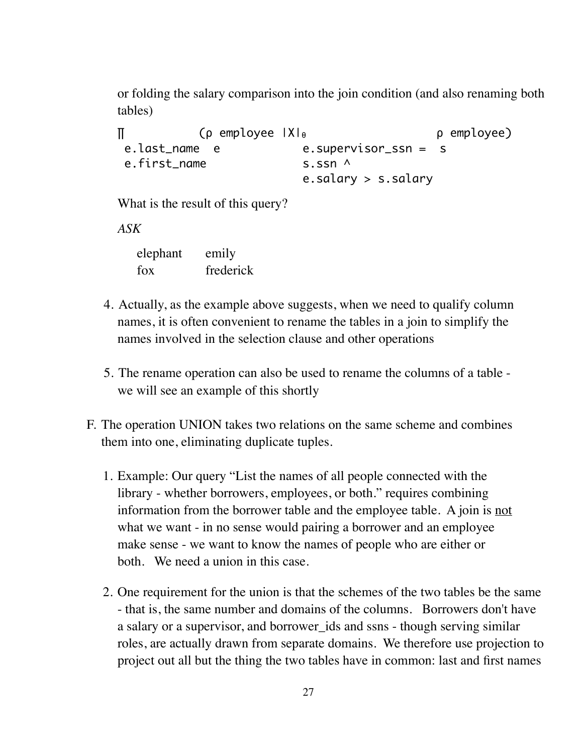or folding the salary comparison into the join condition (and also renaming both tables)

```
∏               (ρ employee |X|θ                      ρ employee)
 e.last_name  e            e.supervisor_ssn =  s
 e.first_name              s.ssn ^
                           e.salary > s.salary
```

What is the result of this query?

*ASK*

| | |
|---|---|
| elephant | emily |
| fox | frederick |

4. Actually, as the example above suggests, when we need to qualify column names, it is often convenient to rename the tables in a join to simplify the names involved in the selection clause and other operations

5. The rename operation can also be used to rename the columns of a table - we will see an example of this shortly

F. The operation UNION takes two relations on the same scheme and combines them into one, eliminating duplicate tuples.

1. Example: Our query "List the names of all people connected with the library - whether borrowers, employees, or both." requires combining information from the borrower table and the employee table. A join is <u>not</u> what we want - in no sense would pairing a borrower and an employee make sense - we want to know the names of people who are either or both. We need a union in this case.

2. One requirement for the union is that the schemes of the two tables be the same - that is, the same number and domains of the columns. Borrowers don't have a salary or a supervisor, and borrower_ids and ssns - though serving similar roles, are actually drawn from separate domains. We therefore use projection to project out all but the thing the two tables have in common: last and first names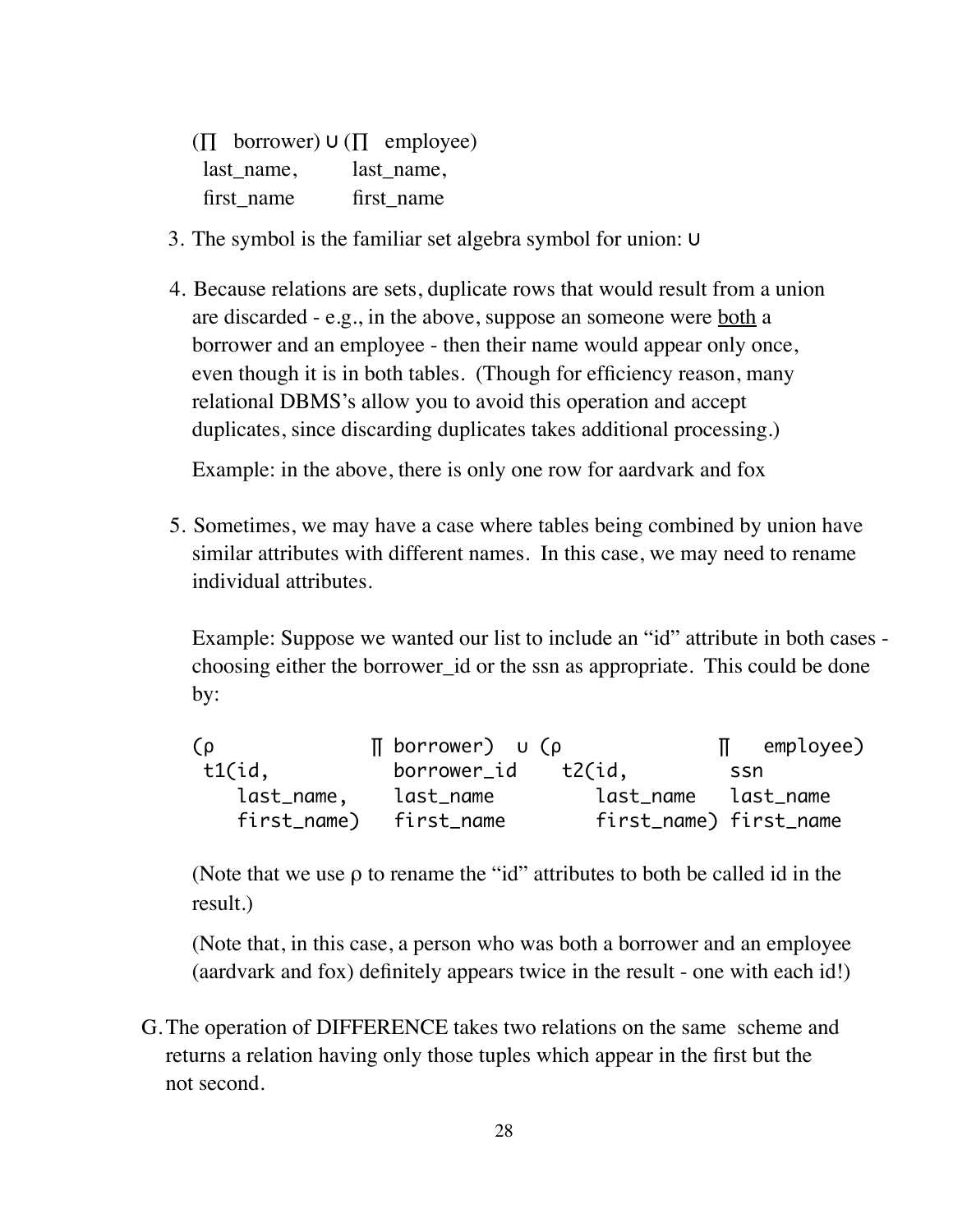$(\prod_{\text{last\_name, first\_name}} \text{borrower}) \cup (\prod_{\text{last\_name, first\_name}} \text{employee})$

3. The symbol is the familiar set algebra symbol for union: ∪

4. Because relations are sets, duplicate rows that would result from a union are discarded - e.g., in the above, suppose an someone were <u>both</u> a borrower and an employee - then their name would appear only once, even though it is in both tables. (Though for efficiency reason, many relational DBMS's allow you to avoid this operation and accept duplicates, since discarding duplicates takes additional processing.)

   Example: in the above, there is only one row for aardvark and fox

5. Sometimes, we may have a case where tables being combined by union have similar attributes with different names. In this case, we may need to rename individual attributes.

   Example: Suppose we wanted our list to include an "id" attribute in both cases - choosing either the borrower_id or the ssn as appropriate. This could be done by:

   ```
   (ρ              ∏ borrower)  ∪ (ρ              ∏   employee)
    t1(id,           borrower_id    t2(id,          ssn
       last_name,    last_name         last_name   last_name
       first_name)   first_name        first_name) first_name
   ```

   (Note that we use ρ to rename the "id" attributes to both be called id in the result.)

   (Note that, in this case, a person who was both a borrower and an employee (aardvark and fox) definitely appears twice in the result - one with each id!)

G. The operation of DIFFERENCE takes two relations on the same scheme and returns a relation having only those tuples which appear in the first but the not second.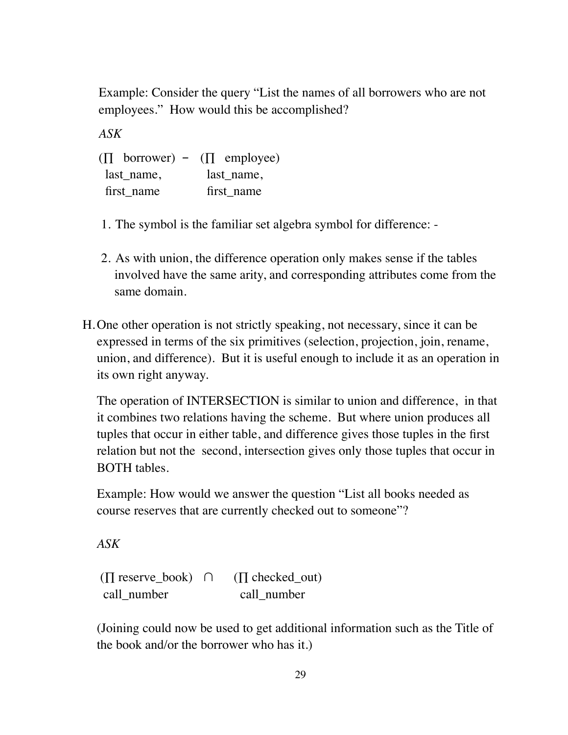Example: Consider the query "List the names of all borrowers who are not employees." How would this be accomplished?

*ASK*

$$(\prod_{last\_name,\ first\_name} borrower) - (\prod_{last\_name,\ first\_name} employee)$$

1. The symbol is the familiar set algebra symbol for difference: -

2. As with union, the difference operation only makes sense if the tables involved have the same arity, and corresponding attributes come from the same domain.

H. One other operation is not strictly speaking, not necessary, since it can be expressed in terms of the six primitives (selection, projection, join, rename, union, and difference). But it is useful enough to include it as an operation in its own right anyway.

   The operation of INTERSECTION is similar to union and difference, in that it combines two relations having the scheme. But where union produces all tuples that occur in either table, and difference gives those tuples in the first relation but not the second, intersection gives only those tuples that occur in BOTH tables.

   Example: How would we answer the question "List all books needed as course reserves that are currently checked out to someone"?

   *ASK*

$$(\prod_{call\_number} reserve\_book) \cap (\prod_{call\_number} checked\_out)$$

   (Joining could now be used to get additional information such as the Title of the book and/or the borrower who has it.)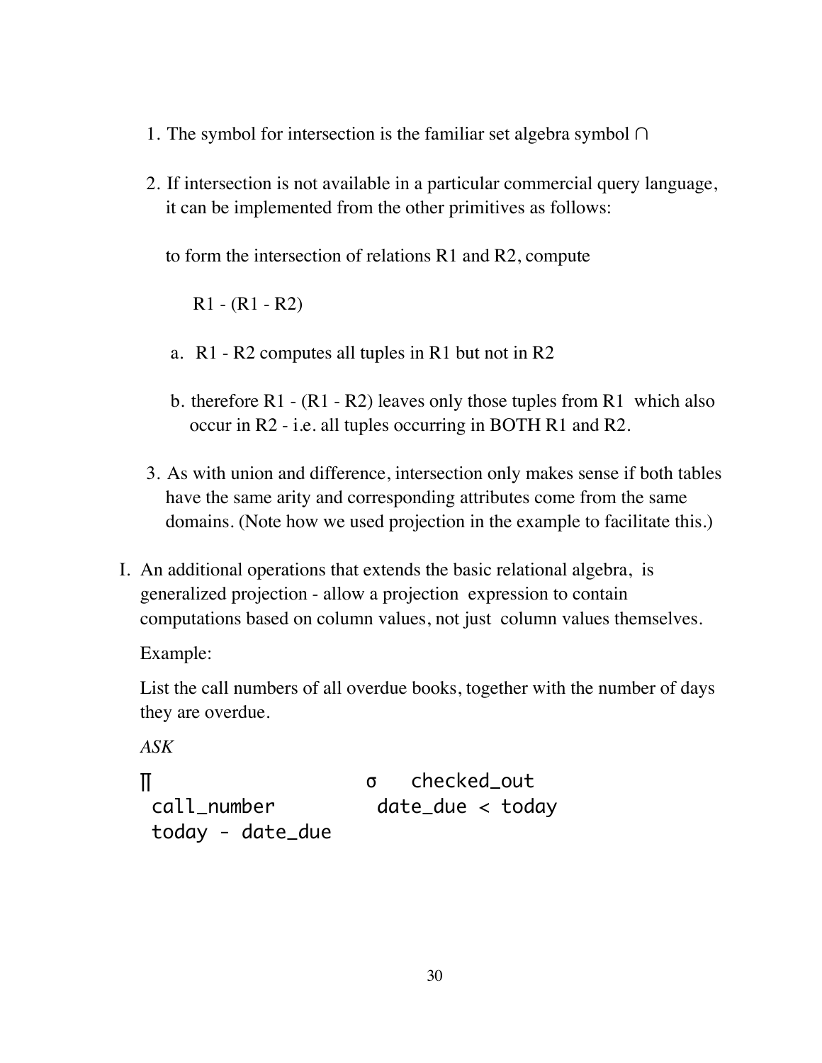1. The symbol for intersection is the familiar set algebra symbol ∩

2. If intersection is not available in a particular commercial query language, it can be implemented from the other primitives as follows:

   to form the intersection of relations R1 and R2, compute

   R1 - (R1 - R2)

   a. R1 - R2 computes all tuples in R1 but not in R2

   b. therefore R1 - (R1 - R2) leaves only those tuples from R1 which also occur in R2 - i.e. all tuples occurring in BOTH R1 and R2.

3. As with union and difference, intersection only makes sense if both tables have the same arity and corresponding attributes come from the same domains. (Note how we used projection in the example to facilitate this.)

I. An additional operations that extends the basic relational algebra, is generalized projection - allow a projection expression to contain computations based on column values, not just column values themselves.

   Example:

   List the call numbers of all overdue books, together with the number of days they are overdue.

   *ASK*

```
∏                      σ   checked_out
 call_number            date_due < today
 today - date_due
```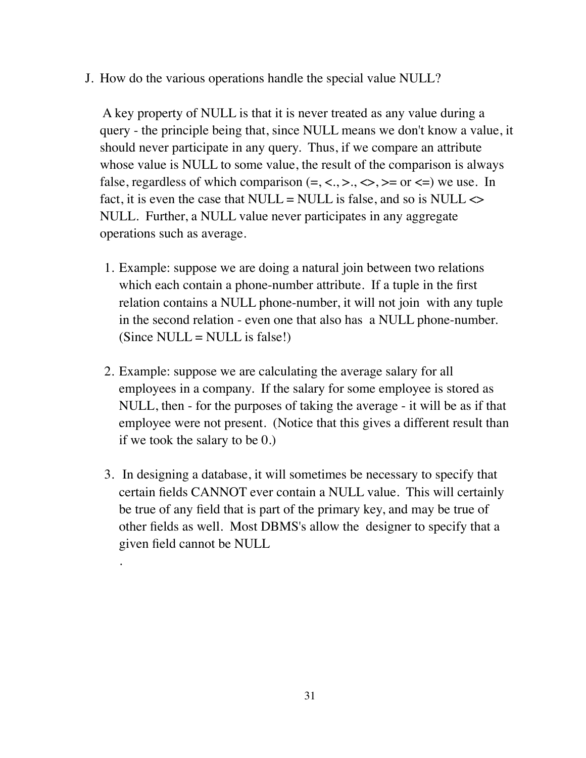J. How do the various operations handle the special value NULL?

A key property of NULL is that it is never treated as any value during a query - the principle being that, since NULL means we don't know a value, it should never participate in any query. Thus, if we compare an attribute whose value is NULL to some value, the result of the comparison is always false, regardless of which comparison (=, <., >., <>, >= or <=) we use. In fact, it is even the case that NULL = NULL is false, and so is NULL <> NULL. Further, a NULL value never participates in any aggregate operations such as average.

1. Example: suppose we are doing a natural join between two relations which each contain a phone-number attribute. If a tuple in the first relation contains a NULL phone-number, it will not join with any tuple in the second relation - even one that also has a NULL phone-number. (Since NULL = NULL is false!)

2. Example: suppose we are calculating the average salary for all employees in a company. If the salary for some employee is stored as NULL, then - for the purposes of taking the average - it will be as if that employee were not present. (Notice that this gives a different result than if we took the salary to be 0.)

3. In designing a database, it will sometimes be necessary to specify that certain fields CANNOT ever contain a NULL value. This will certainly be true of any field that is part of the primary key, and may be true of other fields as well. Most DBMS's allow the designer to specify that a given field cannot be NULL

.